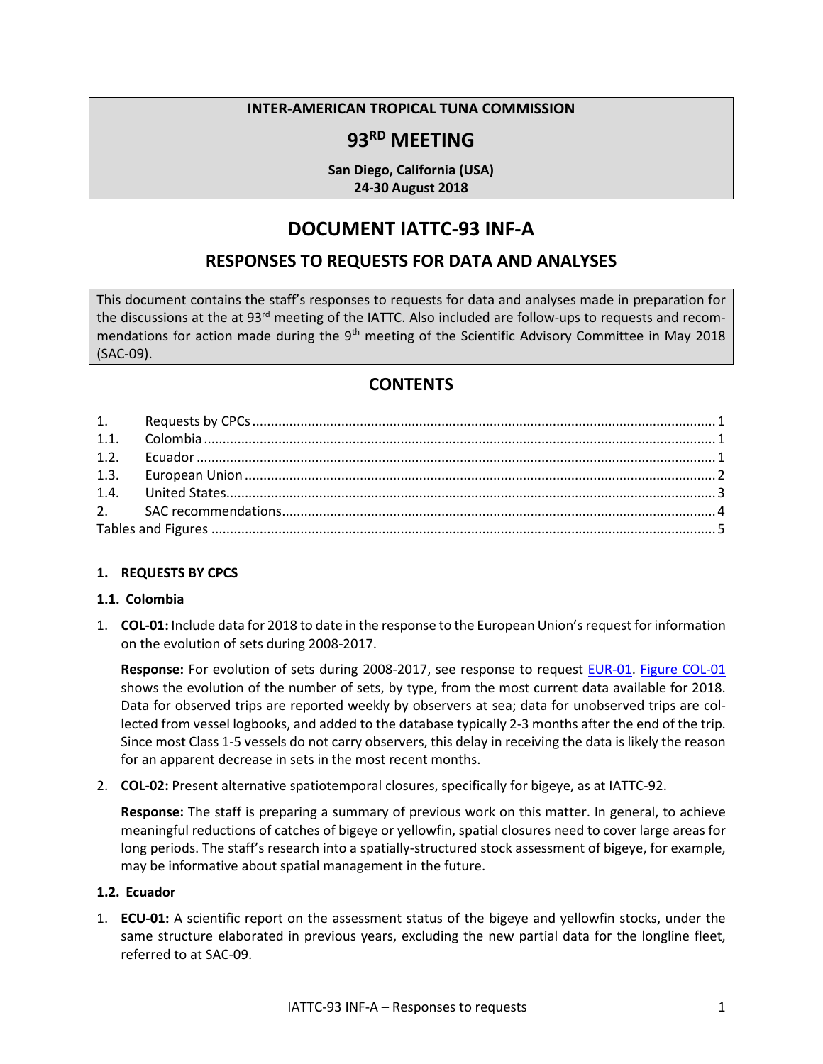**INTER-AMERICAN TROPICAL TUNA COMMISSION**

# 93[RD] MEETING

**San Diego, California (USA)**
**24-30 August 2018**

# DOCUMENT IATTC-93 INF-A

## RESPONSES TO REQUESTS FOR DATA AND ANALYSES

This document contains the staff's responses to requests for data and analyses made in preparation for the discussions at the at 93[rd] meeting of the IATTC. Also included are follow-ups to requests and recommendations for action made during the 9[th] meeting of the Scientific Advisory Committee in May 2018 (SAC-09).

## CONTENTS

1. Requests by CPCs ........ 1
1.1. Colombia ........ 1
1.2. Ecuador ........ 1
1.3. European Union ........ 2
1.4. United States ........ 3
2. SAC recommendations ........ 4
Tables and Figures ........ 5

### 1. REQUESTS BY CPCS

#### 1.1. Colombia

1. **COL-01:** Include data for 2018 to date in the response to the European Union's request for information on the evolution of sets during 2008-2017.

   **Response:** For evolution of sets during 2008-2017, see response to request EUR-01. Figure COL-01 shows the evolution of the number of sets, by type, from the most current data available for 2018. Data for observed trips are reported weekly by observers at sea; data for unobserved trips are collected from vessel logbooks, and added to the database typically 2-3 months after the end of the trip. Since most Class 1-5 vessels do not carry observers, this delay in receiving the data is likely the reason for an apparent decrease in sets in the most recent months.

2. **COL-02:** Present alternative spatiotemporal closures, specifically for bigeye, as at IATTC-92.

   **Response:** The staff is preparing a summary of previous work on this matter. In general, to achieve meaningful reductions of catches of bigeye or yellowfin, spatial closures need to cover large areas for long periods. The staff's research into a spatially-structured stock assessment of bigeye, for example, may be informative about spatial management in the future.

#### 1.2. Ecuador

1. **ECU-01:** A scientific report on the assessment status of the bigeye and yellowfin stocks, under the same structure elaborated in previous years, excluding the new partial data for the longline fleet, referred to at SAC-09.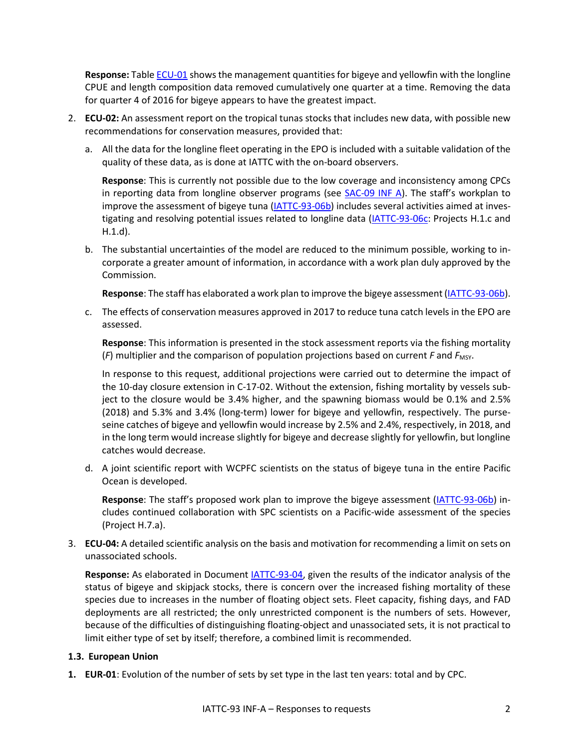**Response:** Table ECU-01 shows the management quantities for bigeye and yellowfin with the longline CPUE and length composition data removed cumulatively one quarter at a time. Removing the data for quarter 4 of 2016 for bigeye appears to have the greatest impact.

2. **ECU-02:** An assessment report on the tropical tunas stocks that includes new data, with possible new recommendations for conservation measures, provided that:

   a. All the data for the longline fleet operating in the EPO is included with a suitable validation of the quality of these data, as is done at IATTC with the on-board observers.

      **Response**: This is currently not possible due to the low coverage and inconsistency among CPCs in reporting data from longline observer programs (see SAC-09 INF A). The staff's workplan to improve the assessment of bigeye tuna (IATTC-93-06b) includes several activities aimed at investigating and resolving potential issues related to longline data (IATTC-93-06c: Projects H.1.c and H.1.d).

   b. The substantial uncertainties of the model are reduced to the minimum possible, working to incorporate a greater amount of information, in accordance with a work plan duly approved by the Commission.

      **Response**: The staff has elaborated a work plan to improve the bigeye assessment (IATTC-93-06b).

   c. The effects of conservation measures approved in 2017 to reduce tuna catch levels in the EPO are assessed.

      **Response**: This information is presented in the stock assessment reports via the fishing mortality ($F$) multiplier and the comparison of population projections based on current $F$ and $F_{MSY}$.

      In response to this request, additional projections were carried out to determine the impact of the 10-day closure extension in C-17-02. Without the extension, fishing mortality by vessels subject to the closure would be 3.4% higher, and the spawning biomass would be 0.1% and 2.5% (2018) and 5.3% and 3.4% (long-term) lower for bigeye and yellowfin, respectively. The purse-seine catches of bigeye and yellowfin would increase by 2.5% and 2.4%, respectively, in 2018, and in the long term would increase slightly for bigeye and decrease slightly for yellowfin, but longline catches would decrease.

   d. A joint scientific report with WCPFC scientists on the status of bigeye tuna in the entire Pacific Ocean is developed.

      **Response**: The staff's proposed work plan to improve the bigeye assessment (IATTC-93-06b) includes continued collaboration with SPC scientists on a Pacific-wide assessment of the species (Project H.7.a).

3. **ECU-04:** A detailed scientific analysis on the basis and motivation for recommending a limit on sets on unassociated schools.

   **Response:** As elaborated in Document IATTC-93-04, given the results of the indicator analysis of the status of bigeye and skipjack stocks, there is concern over the increased fishing mortality of these species due to increases in the number of floating object sets. Fleet capacity, fishing days, and FAD deployments are all restricted; the only unrestricted component is the numbers of sets. However, because of the difficulties of distinguishing floating-object and unassociated sets, it is not practical to limit either type of set by itself; therefore, a combined limit is recommended.

### 1.3. European Union

1. **EUR-01**: Evolution of the number of sets by set type in the last ten years: total and by CPC.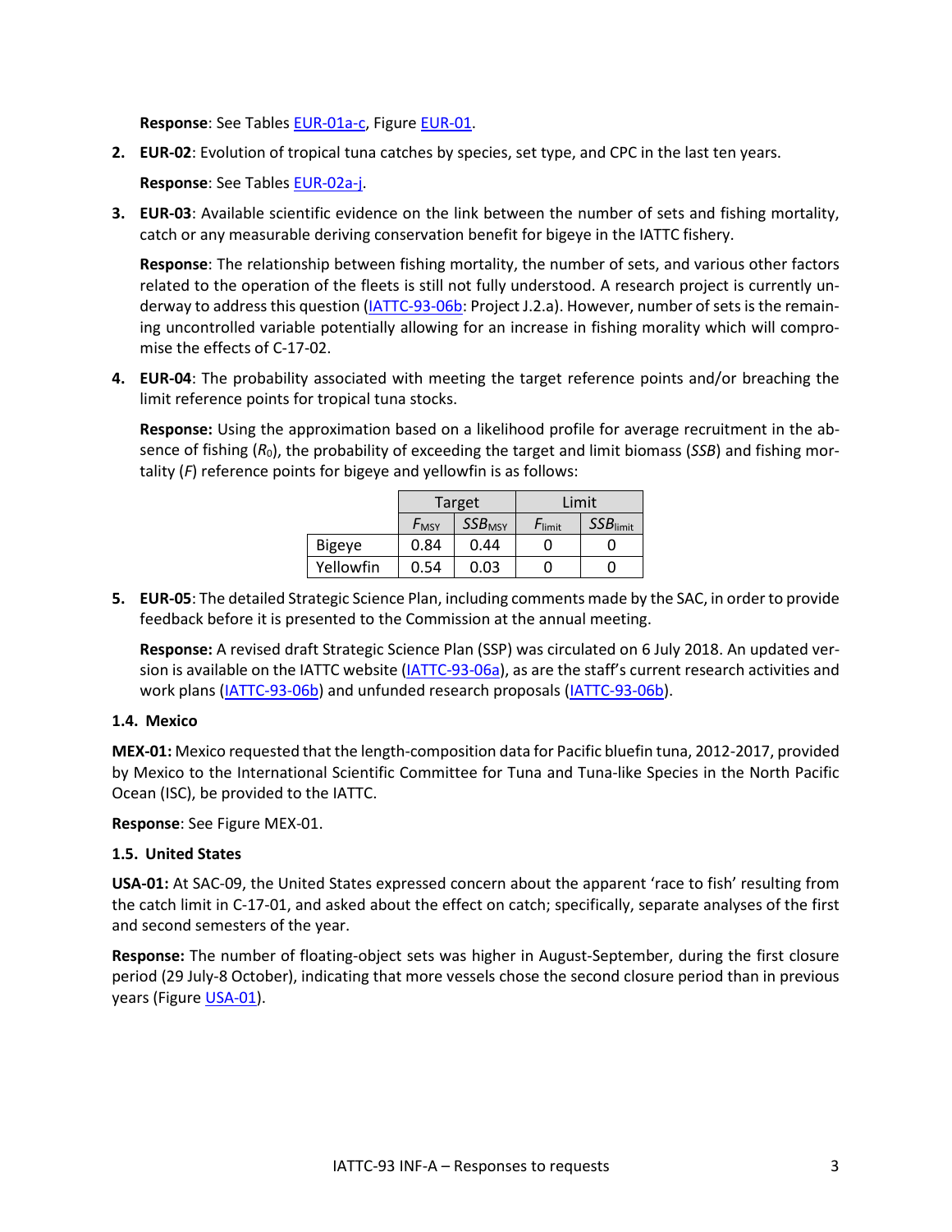**Response**: See Tables EUR-01a-c, Figure EUR-01.

2. **EUR-02**: Evolution of tropical tuna catches by species, set type, and CPC in the last ten years.

   **Response**: See Tables EUR-02a-j.

3. **EUR-03**: Available scientific evidence on the link between the number of sets and fishing mortality, catch or any measurable deriving conservation benefit for bigeye in the IATTC fishery.

   **Response**: The relationship between fishing mortality, the number of sets, and various other factors related to the operation of the fleets is still not fully understood. A research project is currently underway to address this question (IATTC-93-06b: Project J.2.a). However, number of sets is the remaining uncontrolled variable potentially allowing for an increase in fishing morality which will compromise the effects of C-17-02.

4. **EUR-04**: The probability associated with meeting the target reference points and/or breaching the limit reference points for tropical tuna stocks.

   **Response:** Using the approximation based on a likelihood profile for average recruitment in the absence of fishing ($R_0$), the probability of exceeding the target and limit biomass (*SSB*) and fishing mortality (*F*) reference points for bigeye and yellowfin is as follows:

| | Target | | Limit | |
|---|---|---|---|---|
| | $F_{MSY}$ | $SSB_{MSY}$ | $F_{limit}$ | $SSB_{limit}$ |
| Bigeye | 0.84 | 0.44 | 0 | 0 |
| Yellowfin | 0.54 | 0.03 | 0 | 0 |

5. **EUR-05**: The detailed Strategic Science Plan, including comments made by the SAC, in order to provide feedback before it is presented to the Commission at the annual meeting.

   **Response:** A revised draft Strategic Science Plan (SSP) was circulated on 6 July 2018. An updated version is available on the IATTC website (IATTC-93-06a), as are the staff's current research activities and work plans (IATTC-93-06b) and unfunded research proposals (IATTC-93-06b).

### 1.4. Mexico

**MEX-01:** Mexico requested that the length-composition data for Pacific bluefin tuna, 2012-2017, provided by Mexico to the International Scientific Committee for Tuna and Tuna-like Species in the North Pacific Ocean (ISC), be provided to the IATTC.

**Response**: See Figure MEX-01.

### 1.5. United States

**USA-01:** At SAC-09, the United States expressed concern about the apparent 'race to fish' resulting from the catch limit in C-17-01, and asked about the effect on catch; specifically, separate analyses of the first and second semesters of the year.

**Response:** The number of floating-object sets was higher in August-September, during the first closure period (29 July-8 October), indicating that more vessels chose the second closure period than in previous years (Figure USA-01).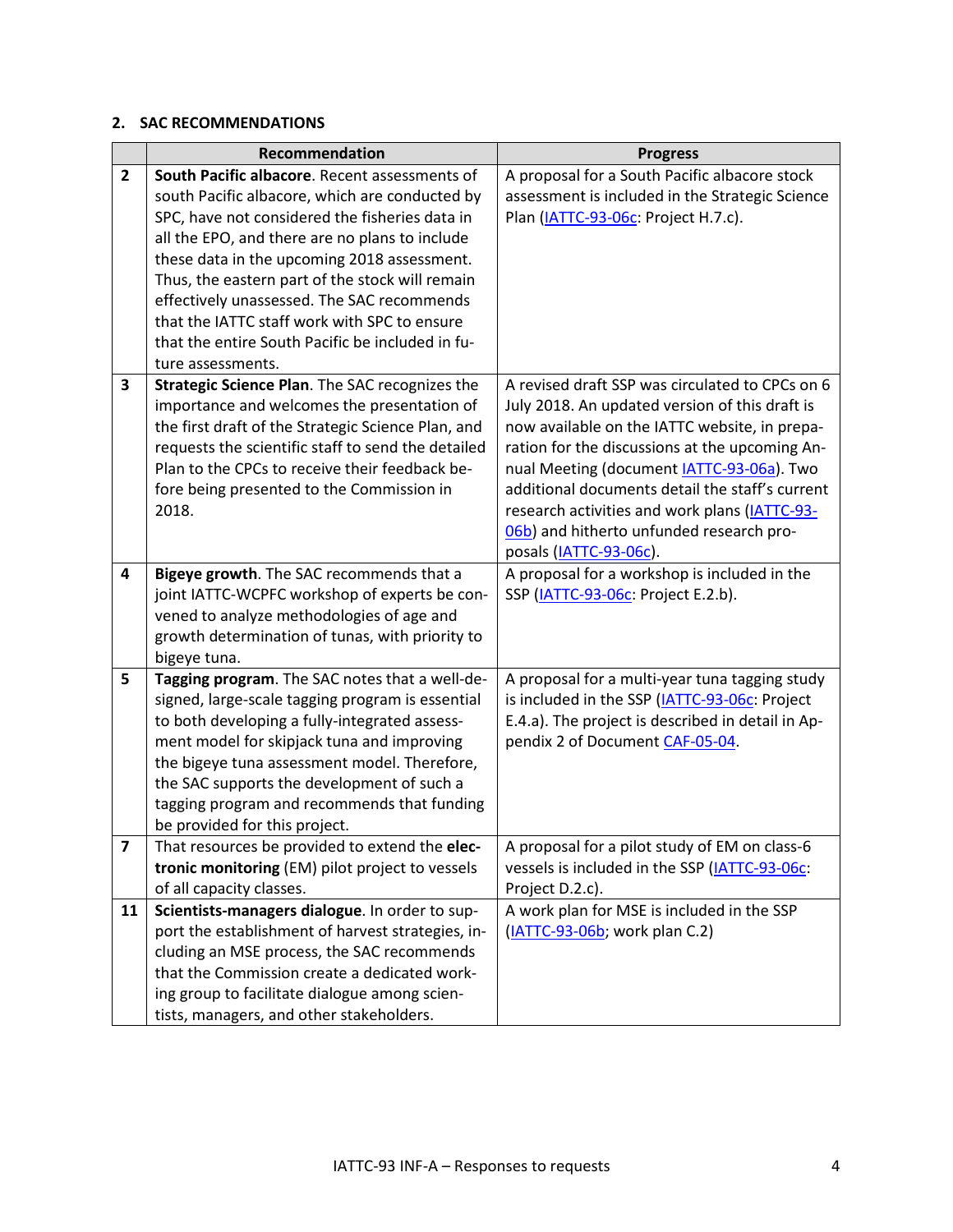## 2. SAC RECOMMENDATIONS

| | Recommendation | Progress |
|---|---|---|
| **2** | **South Pacific albacore**. Recent assessments of south Pacific albacore, which are conducted by SPC, have not considered the fisheries data in all the EPO, and there are no plans to include these data in the upcoming 2018 assessment. Thus, the eastern part of the stock will remain effectively unassessed. The SAC recommends that the IATTC staff work with SPC to ensure that the entire South Pacific be included in future assessments. | A proposal for a South Pacific albacore stock assessment is included in the Strategic Science Plan (IATTC-93-06c: Project H.7.c). |
| **3** | **Strategic Science Plan**. The SAC recognizes the importance and welcomes the presentation of the first draft of the Strategic Science Plan, and requests the scientific staff to send the detailed Plan to the CPCs to receive their feedback before being presented to the Commission in 2018. | A revised draft SSP was circulated to CPCs on 6 July 2018. An updated version of this draft is now available on the IATTC website, in preparation for the discussions at the upcoming Annual Meeting (document IATTC-93-06a). Two additional documents detail the staff's current research activities and work plans (IATTC-93-06b) and hitherto unfunded research proposals (IATTC-93-06c). |
| **4** | **Bigeye growth**. The SAC recommends that a joint IATTC-WCPFC workshop of experts be convened to analyze methodologies of age and growth determination of tunas, with priority to bigeye tuna. | A proposal for a workshop is included in the SSP (IATTC-93-06c: Project E.2.b). |
| **5** | **Tagging program**. The SAC notes that a well-designed, large-scale tagging program is essential to both developing a fully-integrated assessment model for skipjack tuna and improving the bigeye tuna assessment model. Therefore, the SAC supports the development of such a tagging program and recommends that funding be provided for this project. | A proposal for a multi-year tuna tagging study is included in the SSP (IATTC-93-06c: Project E.4.a). The project is described in detail in Appendix 2 of Document CAF-05-04. |
| **7** | That resources be provided to extend the **electronic monitoring** (EM) pilot project to vessels of all capacity classes. | A proposal for a pilot study of EM on class-6 vessels is included in the SSP (IATTC-93-06c: Project D.2.c). |
| **11** | **Scientists-managers dialogue**. In order to support the establishment of harvest strategies, including an MSE process, the SAC recommends that the Commission create a dedicated working group to facilitate dialogue among scientists, managers, and other stakeholders. | A work plan for MSE is included in the SSP (IATTC-93-06b; work plan C.2) |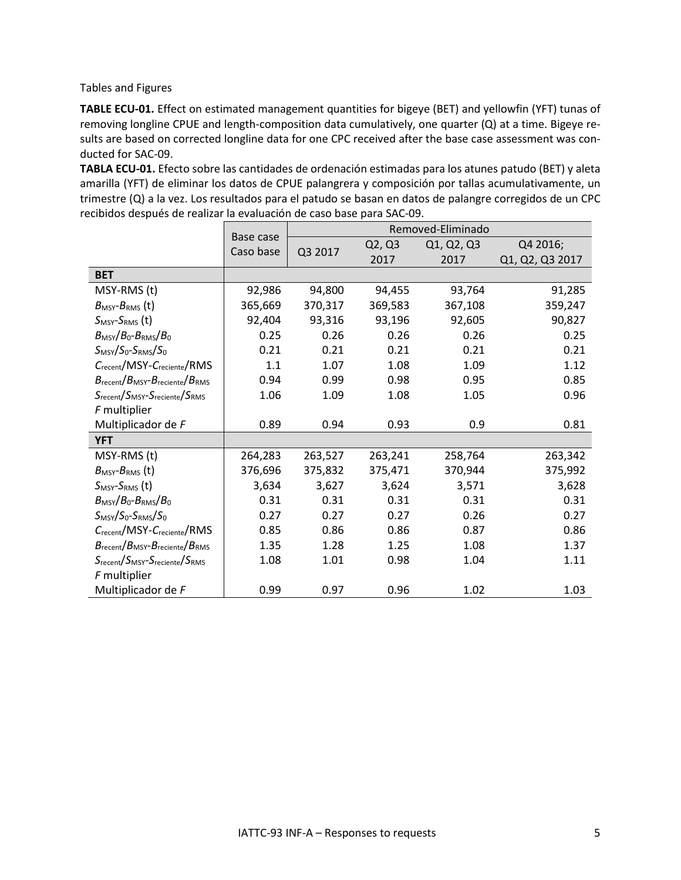Tables and Figures

**TABLE ECU-01.** Effect on estimated management quantities for bigeye (BET) and yellowfin (YFT) tunas of removing longline CPUE and length-composition data cumulatively, one quarter (Q) at a time. Bigeye results are based on corrected longline data for one CPC received after the base case assessment was conducted for SAC-09.

**TABLA ECU-01.** Efecto sobre las cantidades de ordenación estimadas para los atunes patudo (BET) y aleta amarilla (YFT) de eliminar los datos de CPUE palangrera y composición por tallas acumulativamente, un trimestre (Q) a la vez. Los resultados para el patudo se basan en datos de palangre corregidos de un CPC recibidos después de realizar la evaluación de caso base para SAC-09.

| | Base case Caso base | Removed-Eliminado | | | |
|---|---|---|---|---|---|
| | | Q3 2017 | Q2, Q3 2017 | Q1, Q2, Q3 2017 | Q4 2016; Q1, Q2, Q3 2017 |
| **BET** | | | | | |
| MSY-RMS (t) | 92,986 | 94,800 | 94,455 | 93,764 | 91,285 |
| $B_{MSY}$-$B_{RMS}$ (t) | 365,669 | 370,317 | 369,583 | 367,108 | 359,247 |
| $S_{MSY}$-$S_{RMS}$ (t) | 92,404 | 93,316 | 93,196 | 92,605 | 90,827 |
| $B_{MSY}/B_0$-$B_{RMS}/B_0$ | 0.25 | 0.26 | 0.26 | 0.26 | 0.25 |
| $S_{MSY}/S_0$-$S_{RMS}/S_0$ | 0.21 | 0.21 | 0.21 | 0.21 | 0.21 |
| $C_{recent}$/MSY-$C_{reciente}$/RMS | 1.1 | 1.07 | 1.08 | 1.09 | 1.12 |
| $B_{recent}/B_{MSY}$-$B_{reciente}/B_{RMS}$ | 0.94 | 0.99 | 0.98 | 0.95 | 0.85 |
| $S_{recent}/S_{MSY}$-$S_{reciente}/S_{RMS}$ | 1.06 | 1.09 | 1.08 | 1.05 | 0.96 |
| *F* multiplier Multiplicador de *F* | 0.89 | 0.94 | 0.93 | 0.9 | 0.81 |
| **YFT** | | | | | |
| MSY-RMS (t) | 264,283 | 263,527 | 263,241 | 258,764 | 263,342 |
| $B_{MSY}$-$B_{RMS}$ (t) | 376,696 | 375,832 | 375,471 | 370,944 | 375,992 |
| $S_{MSY}$-$S_{RMS}$ (t) | 3,634 | 3,627 | 3,624 | 3,571 | 3,628 |
| $B_{MSY}/B_0$-$B_{RMS}/B_0$ | 0.31 | 0.31 | 0.31 | 0.31 | 0.31 |
| $S_{MSY}/S_0$-$S_{RMS}/S_0$ | 0.27 | 0.27 | 0.27 | 0.26 | 0.27 |
| $C_{recent}$/MSY-$C_{reciente}$/RMS | 0.85 | 0.86 | 0.86 | 0.87 | 0.86 |
| $B_{recent}/B_{MSY}$-$B_{reciente}/B_{RMS}$ | 1.35 | 1.28 | 1.25 | 1.08 | 1.37 |
| $S_{recent}/S_{MSY}$-$S_{reciente}/S_{RMS}$ | 1.08 | 1.01 | 0.98 | 1.04 | 1.11 |
| *F* multiplier Multiplicador de *F* | 0.99 | 0.97 | 0.96 | 1.02 | 1.03 |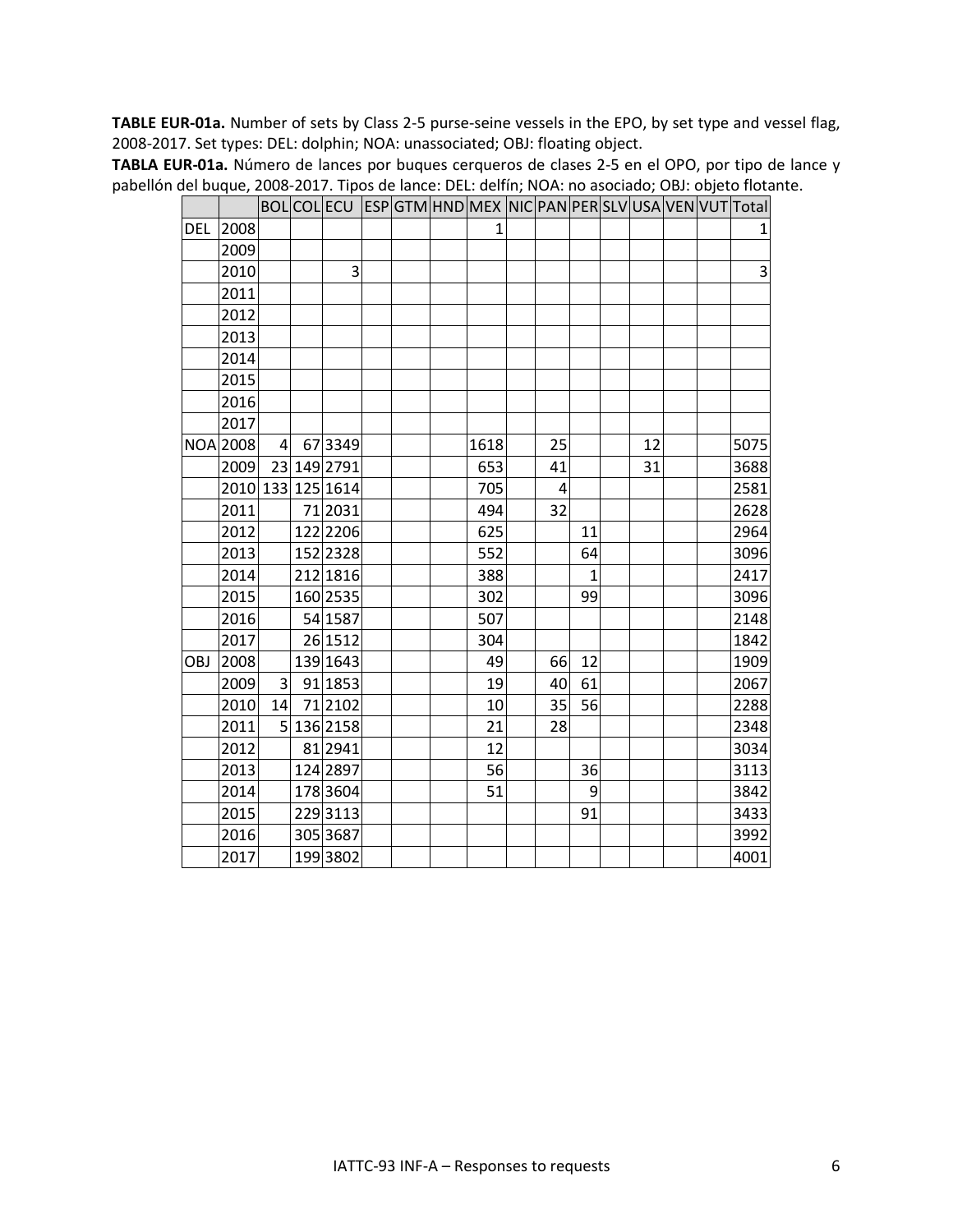**TABLE EUR-01a.** Number of sets by Class 2-5 purse-seine vessels in the EPO, by set type and vessel flag, 2008-2017. Set types: DEL: dolphin; NOA: unassociated; OBJ: floating object.

**TABLA EUR-01a.** Número de lances por buques cerqueros de clases 2-5 en el OPO, por tipo de lance y pabellón del buque, 2008-2017. Tipos de lance: DEL: delfín; NOA: no asociado; OBJ: objeto flotante.

| | | BOL | COL | ECU | ESP | GTM | HND | MEX | NIC | PAN | PER | SLV | USA | VEN | VUT | Total |
|---|---|---|---|---|---|---|---|---|---|---|---|---|---|---|---|---|
| DEL | 2008 | | | | | | | 1 | | | | | | | | 1 |
| | 2009 | | | | | | | | | | | | | | | |
| | 2010 | | | 3 | | | | | | | | | | | | 3 |
| | 2011 | | | | | | | | | | | | | | | |
| | 2012 | | | | | | | | | | | | | | | |
| | 2013 | | | | | | | | | | | | | | | |
| | 2014 | | | | | | | | | | | | | | | |
| | 2015 | | | | | | | | | | | | | | | |
| | 2016 | | | | | | | | | | | | | | | |
| | 2017 | | | | | | | | | | | | | | | |
| NOA | 2008 | 4 | 67 | 3349 | | | | 1618 | | 25 | | | 12 | | | 5075 |
| | 2009 | 23 | 149 | 2791 | | | | 653 | | 41 | | | 31 | | | 3688 |
| | 2010 | 133 | 125 | 1614 | | | | 705 | | 4 | | | | | | 2581 |
| | 2011 | | 71 | 2031 | | | | 494 | | 32 | | | | | | 2628 |
| | 2012 | | 122 | 2206 | | | | 625 | | | 11 | | | | | 2964 |
| | 2013 | | 152 | 2328 | | | | 552 | | | 64 | | | | | 3096 |
| | 2014 | | 212 | 1816 | | | | 388 | | | 1 | | | | | 2417 |
| | 2015 | | 160 | 2535 | | | | 302 | | | 99 | | | | | 3096 |
| | 2016 | | 54 | 1587 | | | | 507 | | | | | | | | 2148 |
| | 2017 | | 26 | 1512 | | | | 304 | | | | | | | | 1842 |
| OBJ | 2008 | | 139 | 1643 | | | | 49 | | 66 | 12 | | | | | 1909 |
| | 2009 | 3 | 91 | 1853 | | | | 19 | | 40 | 61 | | | | | 2067 |
| | 2010 | 14 | 71 | 2102 | | | | 10 | | 35 | 56 | | | | | 2288 |
| | 2011 | 5 | 136 | 2158 | | | | 21 | | 28 | | | | | | 2348 |
| | 2012 | | 81 | 2941 | | | | 12 | | | | | | | | 3034 |
| | 2013 | | 124 | 2897 | | | | 56 | | | 36 | | | | | 3113 |
| | 2014 | | 178 | 3604 | | | | 51 | | | 9 | | | | | 3842 |
| | 2015 | | 229 | 3113 | | | | | | | 91 | | | | | 3433 |
| | 2016 | | 305 | 3687 | | | | | | | | | | | | 3992 |
| | 2017 | | 199 | 3802 | | | | | | | | | | | | 4001 |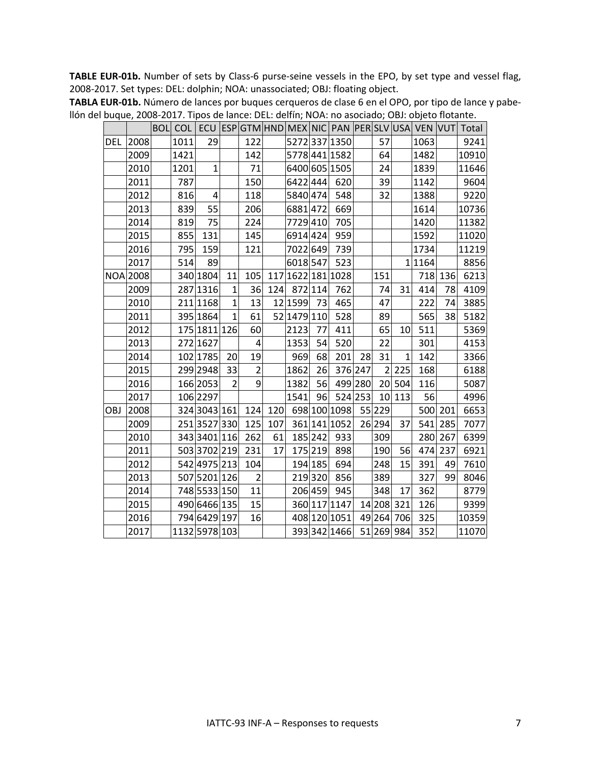**TABLE EUR-01b.** Number of sets by Class-6 purse-seine vessels in the EPO, by set type and vessel flag, 2008-2017. Set types: DEL: dolphin; NOA: unassociated; OBJ: floating object.

**TABLA EUR-01b.** Número de lances por buques cerqueros de clase 6 en el OPO, por tipo de lance y pabellón del buque, 2008-2017. Tipos de lance: DEL: delfín; NOA: no asociado; OBJ: objeto flotante.

| | | BOL | COL | ECU | ESP | GTM | HND | MEX | NIC | PAN | PER | SLV | USA | VEN | VUT | Total |
|---|---|---|---|---|---|---|---|---|---|---|---|---|---|---|---|---|
| DEL | 2008 | | 1011 | 29 | | 122 | | 5272 | 337 | 1350 | | 57 | | 1063 | | 9241 |
| | 2009 | | 1421 | | | 142 | | 5778 | 441 | 1582 | | 64 | | 1482 | | 10910 |
| | 2010 | | 1201 | 1 | | 71 | | 6400 | 605 | 1505 | | 24 | | 1839 | | 11646 |
| | 2011 | | 787 | | | 150 | | 6422 | 444 | 620 | | 39 | | 1142 | | 9604 |
| | 2012 | | 816 | 4 | | 118 | | 5840 | 474 | 548 | | 32 | | 1388 | | 9220 |
| | 2013 | | 839 | 55 | | 206 | | 6881 | 472 | 669 | | | | 1614 | | 10736 |
| | 2014 | | 819 | 75 | | 224 | | 7729 | 410 | 705 | | | | 1420 | | 11382 |
| | 2015 | | 855 | 131 | | 145 | | 6914 | 424 | 959 | | | | 1592 | | 11020 |
| | 2016 | | 795 | 159 | | 121 | | 7022 | 649 | 739 | | | | 1734 | | 11219 |
| | 2017 | | 514 | 89 | | | | 6018 | 547 | 523 | | | 1 | 1164 | | 8856 |
| NOA | 2008 | | 340 | 1804 | 11 | 105 | 117 | 1622 | 181 | 1028 | | 151 | | 718 | 136 | 6213 |
| | 2009 | | 287 | 1316 | 1 | 36 | 124 | 872 | 114 | 762 | | 74 | 31 | 414 | 78 | 4109 |
| | 2010 | | 211 | 1168 | 1 | 13 | 12 | 1599 | 73 | 465 | | 47 | | 222 | 74 | 3885 |
| | 2011 | | 395 | 1864 | 1 | 61 | 52 | 1479 | 110 | 528 | | 89 | | 565 | 38 | 5182 |
| | 2012 | | 175 | 1811 | 126 | 60 | | 2123 | 77 | 411 | | 65 | 10 | 511 | | 5369 |
| | 2013 | | 272 | 1627 | | 4 | | 1353 | 54 | 520 | | 22 | | 301 | | 4153 |
| | 2014 | | 102 | 1785 | 20 | 19 | | 969 | 68 | 201 | 28 | 31 | 1 | 142 | | 3366 |
| | 2015 | | 299 | 2948 | 33 | 2 | | 1862 | 26 | 376 | 247 | 2 | 225 | 168 | | 6188 |
| | 2016 | | 166 | 2053 | 2 | 9 | | 1382 | 56 | 499 | 280 | 20 | 504 | 116 | | 5087 |
| | 2017 | | 106 | 2297 | | | | 1541 | 96 | 524 | 253 | 10 | 113 | 56 | | 4996 |
| OBJ | 2008 | | 324 | 3043 | 161 | 124 | 120 | 698 | 100 | 1098 | 55 | 229 | | 500 | 201 | 6653 |
| | 2009 | | 251 | 3527 | 330 | 125 | 107 | 361 | 141 | 1052 | 26 | 294 | 37 | 541 | 285 | 7077 |
| | 2010 | | 343 | 3401 | 116 | 262 | 61 | 185 | 242 | 933 | | 309 | | 280 | 267 | 6399 |
| | 2011 | | 503 | 3702 | 219 | 231 | 17 | 175 | 219 | 898 | | 190 | 56 | 474 | 237 | 6921 |
| | 2012 | | 542 | 4975 | 213 | 104 | | 194 | 185 | 694 | | 248 | 15 | 391 | 49 | 7610 |
| | 2013 | | 507 | 5201 | 126 | 2 | | 219 | 320 | 856 | | 389 | | 327 | 99 | 8046 |
| | 2014 | | 748 | 5533 | 150 | 11 | | 206 | 459 | 945 | | 348 | 17 | 362 | | 8779 |
| | 2015 | | 490 | 6466 | 135 | 15 | | 360 | 117 | 1147 | 14 | 208 | 321 | 126 | | 9399 |
| | 2016 | | 794 | 6429 | 197 | 16 | | 408 | 120 | 1051 | 49 | 264 | 706 | 325 | | 10359 |
| | 2017 | | 1132 | 5978 | 103 | | | 393 | 342 | 1466 | 51 | 269 | 984 | 352 | | 11070 |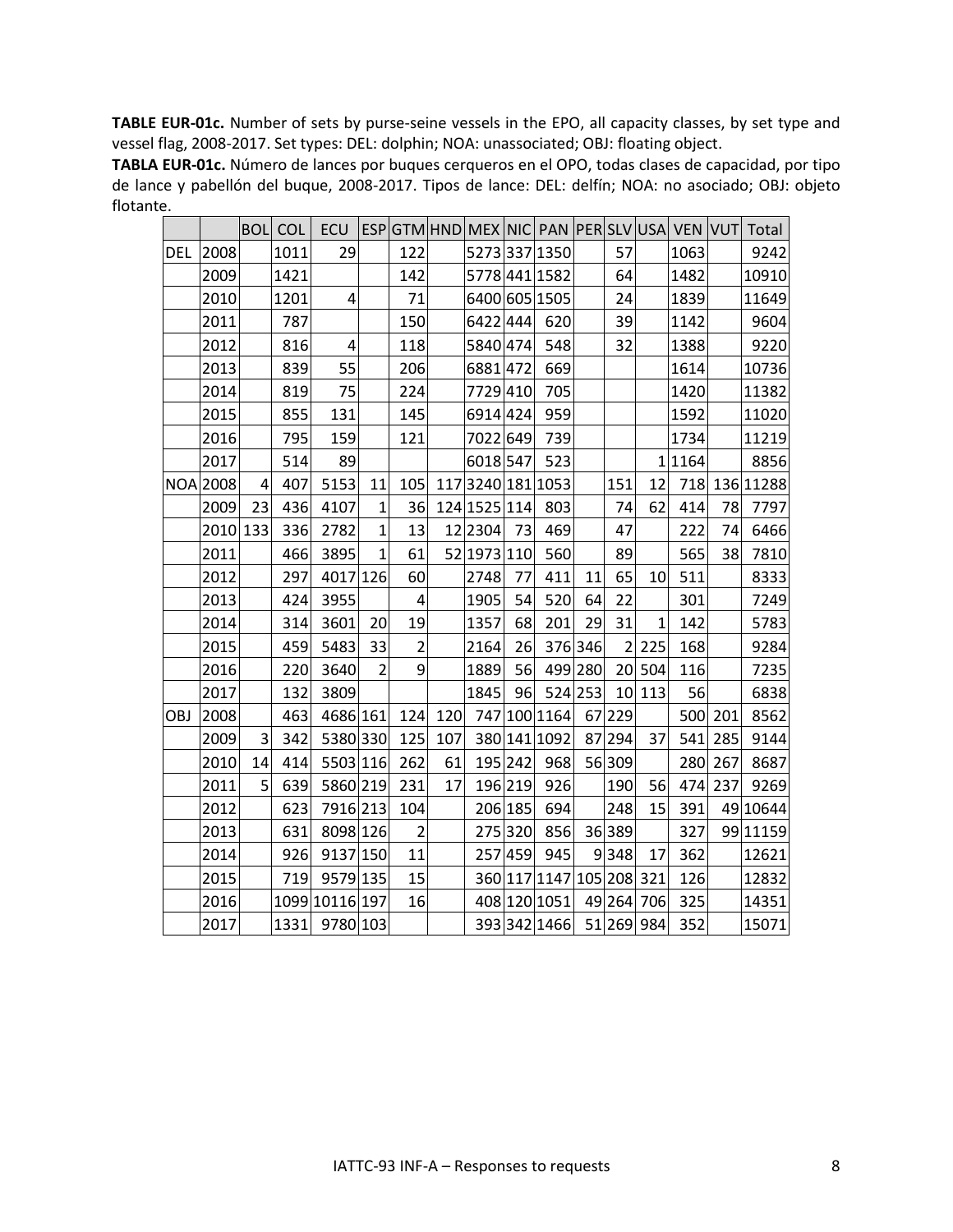**TABLE EUR-01c.** Number of sets by purse-seine vessels in the EPO, all capacity classes, by set type and vessel flag, 2008-2017. Set types: DEL: dolphin; NOA: unassociated; OBJ: floating object.

**TABLA EUR-01c.** Número de lances por buques cerqueros en el OPO, todas clases de capacidad, por tipo de lance y pabellón del buque, 2008-2017. Tipos de lance: DEL: delfín; NOA: no asociado; OBJ: objeto flotante.

| | | BOL | COL | ECU | ESP | GTM | HND | MEX | NIC | PAN | PER | SLV | USA | VEN | VUT | Total |
|---|---|---|---|---|---|---|---|---|---|---|---|---|---|---|---|---|
| DEL | 2008 | | 1011 | 29 | | 122 | | 5273 | 337 | 1350 | | 57 | | 1063 | | 9242 |
| | 2009 | | 1421 | | | 142 | | 5778 | 441 | 1582 | | 64 | | 1482 | | 10910 |
| | 2010 | | 1201 | 4 | | 71 | | 6400 | 605 | 1505 | | 24 | | 1839 | | 11649 |
| | 2011 | | 787 | | | 150 | | 6422 | 444 | 620 | | 39 | | 1142 | | 9604 |
| | 2012 | | 816 | 4 | | 118 | | 5840 | 474 | 548 | | 32 | | 1388 | | 9220 |
| | 2013 | | 839 | 55 | | 206 | | 6881 | 472 | 669 | | | | 1614 | | 10736 |
| | 2014 | | 819 | 75 | | 224 | | 7729 | 410 | 705 | | | | 1420 | | 11382 |
| | 2015 | | 855 | 131 | | 145 | | 6914 | 424 | 959 | | | | 1592 | | 11020 |
| | 2016 | | 795 | 159 | | 121 | | 7022 | 649 | 739 | | | | 1734 | | 11219 |
| | 2017 | | 514 | 89 | | | | 6018 | 547 | 523 | | | 1 | 1164 | | 8856 |
| NOA | 2008 | 4 | 407 | 5153 | 11 | 105 | 117 | 3240 | 181 | 1053 | | 151 | 12 | 718 | 136 | 11288 |
| | 2009 | 23 | 436 | 4107 | 1 | 36 | 124 | 1525 | 114 | 803 | | 74 | 62 | 414 | 78 | 7797 |
| | 2010 | 133 | 336 | 2782 | 1 | 13 | 12 | 2304 | 73 | 469 | | 47 | | 222 | 74 | 6466 |
| | 2011 | | 466 | 3895 | 1 | 61 | 52 | 1973 | 110 | 560 | | 89 | | 565 | 38 | 7810 |
| | 2012 | | 297 | 4017 | 126 | 60 | | 2748 | 77 | 411 | 11 | 65 | 10 | 511 | | 8333 |
| | 2013 | | 424 | 3955 | | 4 | | 1905 | 54 | 520 | 64 | 22 | | 301 | | 7249 |
| | 2014 | | 314 | 3601 | 20 | 19 | | 1357 | 68 | 201 | 29 | 31 | 1 | 142 | | 5783 |
| | 2015 | | 459 | 5483 | 33 | 2 | | 2164 | 26 | 376 | 346 | 2 | 225 | 168 | | 9284 |
| | 2016 | | 220 | 3640 | 2 | 9 | | 1889 | 56 | 499 | 280 | 20 | 504 | 116 | | 7235 |
| | 2017 | | 132 | 3809 | | | | 1845 | 96 | 524 | 253 | 10 | 113 | 56 | | 6838 |
| OBJ | 2008 | | 463 | 4686 | 161 | 124 | 120 | 747 | 100 | 1164 | 67 | 229 | | 500 | 201 | 8562 |
| | 2009 | 3 | 342 | 5380 | 330 | 125 | 107 | 380 | 141 | 1092 | 87 | 294 | 37 | 541 | 285 | 9144 |
| | 2010 | 14 | 414 | 5503 | 116 | 262 | 61 | 195 | 242 | 968 | 56 | 309 | | 280 | 267 | 8687 |
| | 2011 | 5 | 639 | 5860 | 219 | 231 | 17 | 196 | 219 | 926 | | 190 | 56 | 474 | 237 | 9269 |
| | 2012 | | 623 | 7916 | 213 | 104 | | 206 | 185 | 694 | | 248 | 15 | 391 | 49 | 10644 |
| | 2013 | | 631 | 8098 | 126 | 2 | | 275 | 320 | 856 | 36 | 389 | | 327 | 99 | 11159 |
| | 2014 | | 926 | 9137 | 150 | 11 | | 257 | 459 | 945 | 9 | 348 | 17 | 362 | | 12621 |
| | 2015 | | 719 | 9579 | 135 | 15 | | 360 | 117 | 1147 | 105 | 208 | 321 | 126 | | 12832 |
| | 2016 | | 1099 | 10116 | 197 | 16 | | 408 | 120 | 1051 | 49 | 264 | 706 | 325 | | 14351 |
| | 2017 | | 1331 | 9780 | 103 | | | 393 | 342 | 1466 | 51 | 269 | 984 | 352 | | 15071 |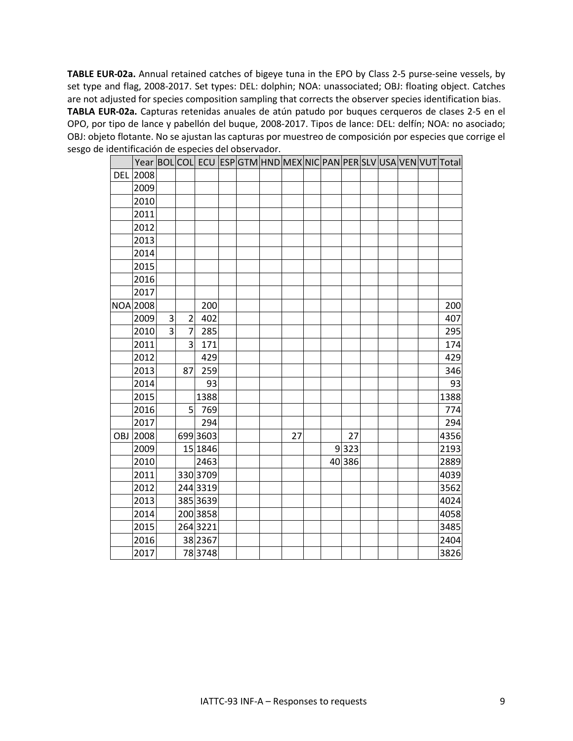**TABLE EUR-02a.** Annual retained catches of bigeye tuna in the EPO by Class 2-5 purse-seine vessels, by set type and flag, 2008-2017. Set types: DEL: dolphin; NOA: unassociated; OBJ: floating object. Catches are not adjusted for species composition sampling that corrects the observer species identification bias.

**TABLA EUR-02a.** Capturas retenidas anuales de atún patudo por buques cerqueros de clases 2-5 en el OPO, por tipo de lance y pabellón del buque, 2008-2017. Tipos de lance: DEL: delfín; NOA: no asociado; OBJ: objeto flotante. No se ajustan las capturas por muestreo de composición por especies que corrige el sesgo de identificación de especies del observador.

| | Year | BOL | COL | ECU | ESP | GTM | HND | MEX | NIC | PAN | PER | SLV | USA | VEN | VUT | Total |
|---|---|---|---|---|---|---|---|---|---|---|---|---|---|---|---|---|
| DEL | 2008 | | | | | | | | | | | | | | | |
| | 2009 | | | | | | | | | | | | | | | |
| | 2010 | | | | | | | | | | | | | | | |
| | 2011 | | | | | | | | | | | | | | | |
| | 2012 | | | | | | | | | | | | | | | |
| | 2013 | | | | | | | | | | | | | | | |
| | 2014 | | | | | | | | | | | | | | | |
| | 2015 | | | | | | | | | | | | | | | |
| | 2016 | | | | | | | | | | | | | | | |
| | 2017 | | | | | | | | | | | | | | | |
| NOA | 2008 | | | 200 | | | | | | | | | | | | 200 |
| | 2009 | 3 | 2 | 402 | | | | | | | | | | | | 407 |
| | 2010 | 3 | 7 | 285 | | | | | | | | | | | | 295 |
| | 2011 | | 3 | 171 | | | | | | | | | | | | 174 |
| | 2012 | | | 429 | | | | | | | | | | | | 429 |
| | 2013 | | 87 | 259 | | | | | | | | | | | | 346 |
| | 2014 | | | 93 | | | | | | | | | | | | 93 |
| | 2015 | | | 1388 | | | | | | | | | | | | 1388 |
| | 2016 | | 5 | 769 | | | | | | | | | | | | 774 |
| | 2017 | | | 294 | | | | | | | | | | | | 294 |
| OBJ | 2008 | | 699 | 3603 | | | | 27 | | | 27 | | | | | 4356 |
| | 2009 | | 15 | 1846 | | | | | | 9 | 323 | | | | | 2193 |
| | 2010 | | | 2463 | | | | | | 40 | 386 | | | | | 2889 |
| | 2011 | | 330 | 3709 | | | | | | | | | | | | 4039 |
| | 2012 | | 244 | 3319 | | | | | | | | | | | | 3562 |
| | 2013 | | 385 | 3639 | | | | | | | | | | | | 4024 |
| | 2014 | | 200 | 3858 | | | | | | | | | | | | 4058 |
| | 2015 | | 264 | 3221 | | | | | | | | | | | | 3485 |
| | 2016 | | 38 | 2367 | | | | | | | | | | | | 2404 |
| | 2017 | | 78 | 3748 | | | | | | | | | | | | 3826 |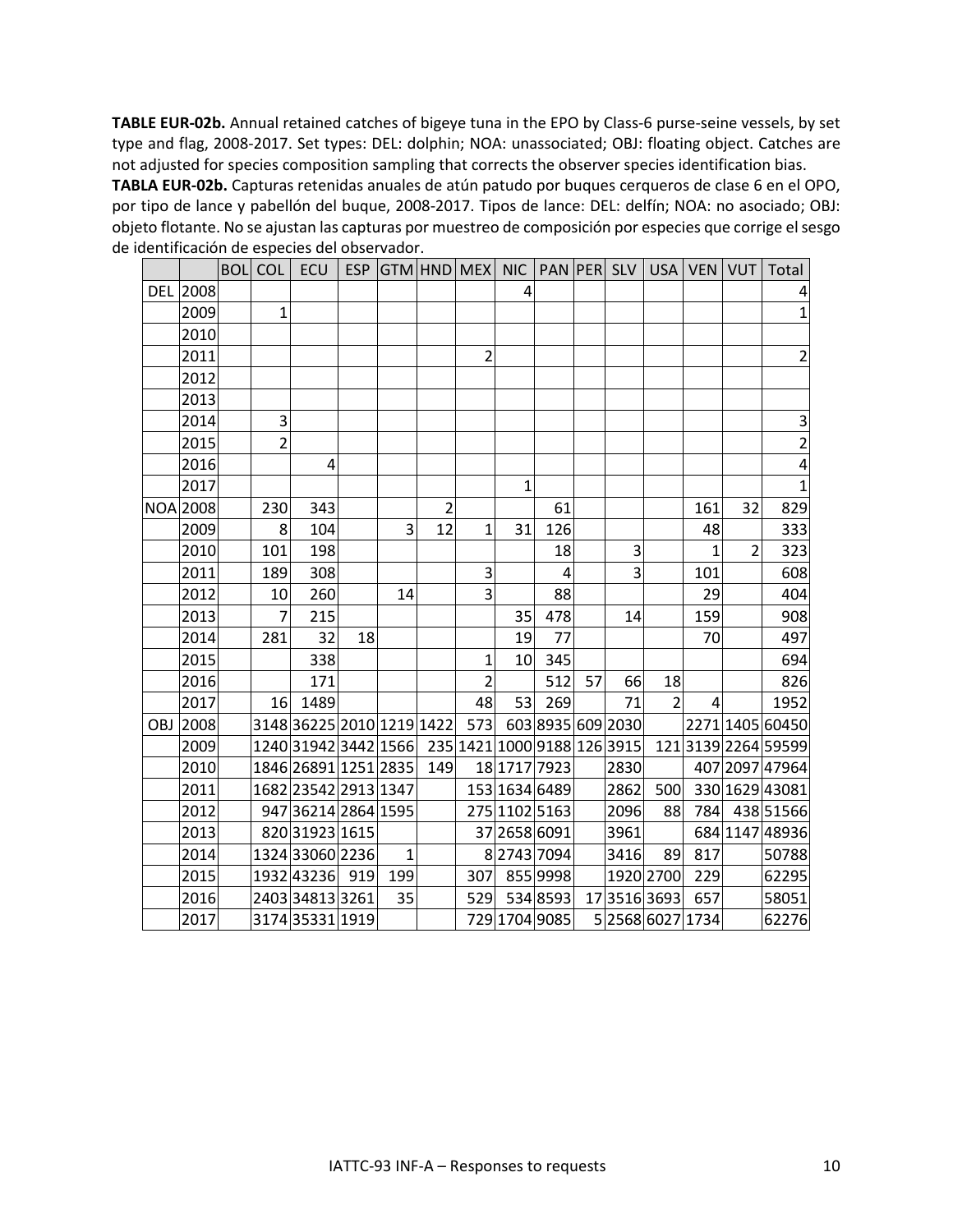**TABLE EUR-02b.** Annual retained catches of bigeye tuna in the EPO by Class-6 purse-seine vessels, by set type and flag, 2008-2017. Set types: DEL: dolphin; NOA: unassociated; OBJ: floating object. Catches are not adjusted for species composition sampling that corrects the observer species identification bias.

**TABLA EUR-02b.** Capturas retenidas anuales de atún patudo por buques cerqueros de clase 6 en el OPO, por tipo de lance y pabellón del buque, 2008-2017. Tipos de lance: DEL: delfín; NOA: no asociado; OBJ: objeto flotante. No se ajustan las capturas por muestreo de composición por especies que corrige el sesgo de identificación de especies del observador.

| | | BOL | COL | ECU | ESP | GTM | HND | MEX | NIC | PAN | PER | SLV | USA | VEN | VUT | Total |
|---|---|---|---|---|---|---|---|---|---|---|---|---|---|---|---|---|
| DEL | 2008 | | | | | | | | 4 | | | | | | | 4 |
| | 2009 | | 1 | | | | | | | | | | | | | 1 |
| | 2010 | | | | | | | | | | | | | | | |
| | 2011 | | | | | | | 2 | | | | | | | | 2 |
| | 2012 | | | | | | | | | | | | | | | |
| | 2013 | | | | | | | | | | | | | | | |
| | 2014 | | 3 | | | | | | | | | | | | | 3 |
| | 2015 | | 2 | | | | | | | | | | | | | 2 |
| | 2016 | | | 4 | | | | | | | | | | | | 4 |
| | 2017 | | | | | | | | 1 | | | | | | | 1 |
| NOA | 2008 | | 230 | 343 | | | 2 | | | 61 | | | | 161 | 32 | 829 |
| | 2009 | | 8 | 104 | | 3 | 12 | 1 | 31 | 126 | | | | 48 | | 333 |
| | 2010 | | 101 | 198 | | | | | | 18 | | 3 | | 1 | 2 | 323 |
| | 2011 | | 189 | 308 | | | | 3 | | 4 | | 3 | | 101 | | 608 |
| | 2012 | | 10 | 260 | | 14 | | 3 | | 88 | | | | 29 | | 404 |
| | 2013 | | 7 | 215 | | | | | 35 | 478 | | 14 | | 159 | | 908 |
| | 2014 | | 281 | 32 | 18 | | | | 19 | 77 | | | | 70 | | 497 |
| | 2015 | | | 338 | | | | 1 | 10 | 345 | | | | | | 694 |
| | 2016 | | | 171 | | | | 2 | | 512 | 57 | 66 | 18 | | | 826 |
| | 2017 | | 16 | 1489 | | | | 48 | 53 | 269 | | 71 | 2 | 4 | | 1952 |
| OBJ | 2008 | | 3148 | 36225 | 2010 | 1219 | 1422 | 573 | 603 | 8935 | 609 | 2030 | | 2271 | 1405 | 60450 |
| | 2009 | | 1240 | 31942 | 3442 | 1566 | 235 | 1421 | 1000 | 9188 | 126 | 3915 | 121 | 3139 | 2264 | 59599 |
| | 2010 | | 1846 | 26891 | 1251 | 2835 | 149 | 18 | 1717 | 7923 | | 2830 | | 407 | 2097 | 47964 |
| | 2011 | | 1682 | 23542 | 2913 | 1347 | | 153 | 1634 | 6489 | | 2862 | 500 | 330 | 1629 | 43081 |
| | 2012 | | 947 | 36214 | 2864 | 1595 | | 275 | 1102 | 5163 | | 2096 | 88 | 784 | 438 | 51566 |
| | 2013 | | 820 | 31923 | 1615 | | | 37 | 2658 | 6091 | | 3961 | | 684 | 1147 | 48936 |
| | 2014 | | 1324 | 33060 | 2236 | 1 | | 8 | 2743 | 7094 | | 3416 | 89 | 817 | | 50788 |
| | 2015 | | 1932 | 43236 | 919 | 199 | | 307 | 855 | 9998 | | 1920 | 2700 | 229 | | 62295 |
| | 2016 | | 2403 | 34813 | 3261 | 35 | | 529 | 534 | 8593 | 17 | 3516 | 3693 | 657 | | 58051 |
| | 2017 | | 3174 | 35331 | 1919 | | | 729 | 1704 | 9085 | 5 | 2568 | 6027 | 1734 | | 62276 |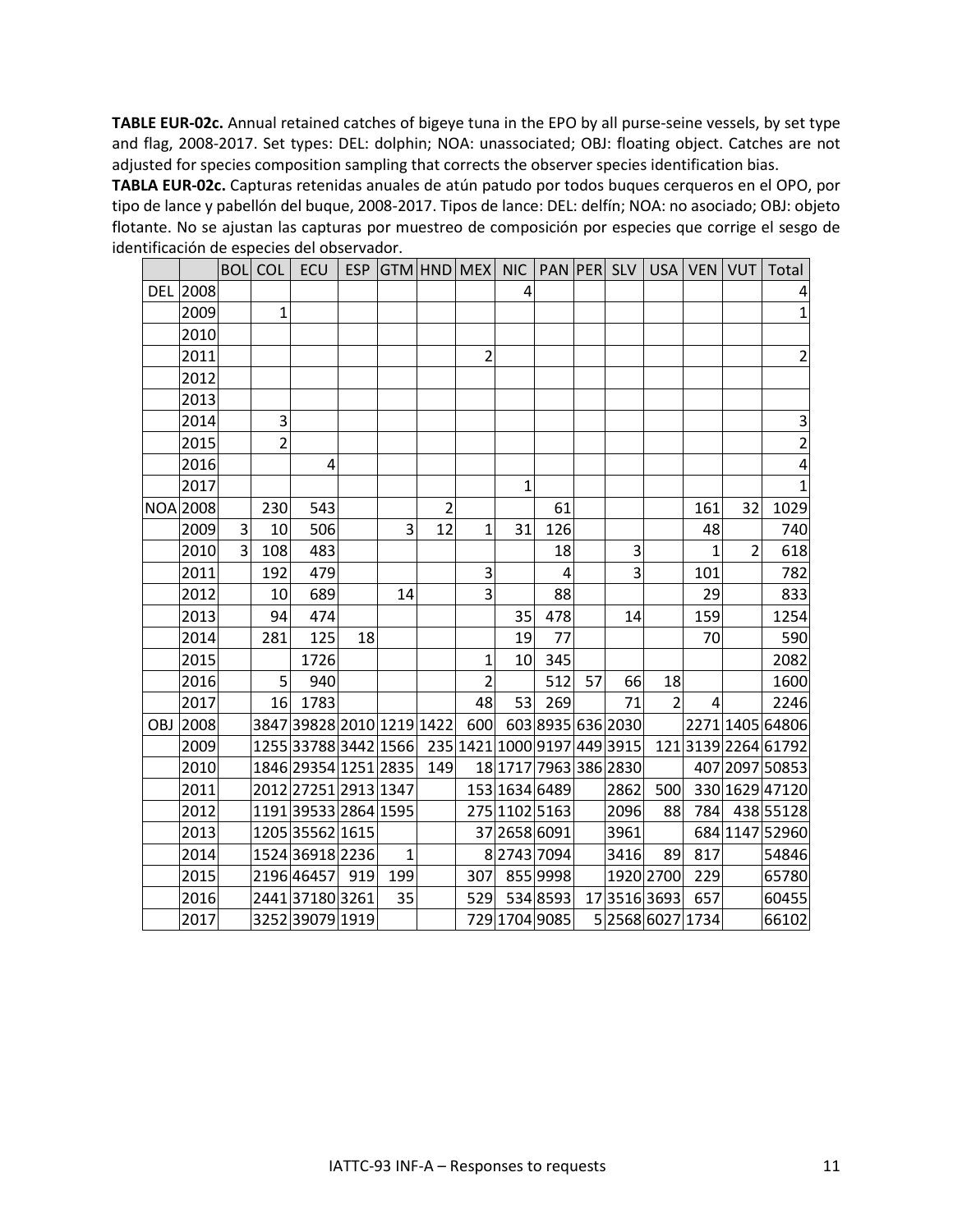**TABLE EUR-02c.** Annual retained catches of bigeye tuna in the EPO by all purse-seine vessels, by set type and flag, 2008-2017. Set types: DEL: dolphin; NOA: unassociated; OBJ: floating object. Catches are not adjusted for species composition sampling that corrects the observer species identification bias.

**TABLA EUR-02c.** Capturas retenidas anuales de atún patudo por todos buques cerqueros en el OPO, por tipo de lance y pabellón del buque, 2008-2017. Tipos de lance: DEL: delfín; NOA: no asociado; OBJ: objeto flotante. No se ajustan las capturas por muestreo de composición por especies que corrige el sesgo de identificación de especies del observador.

| | | BOL | COL | ECU | ESP | GTM | HND | MEX | NIC | PAN | PER | SLV | USA | VEN | VUT | Total |
|---|---|---|---|---|---|---|---|---|---|---|---|---|---|---|---|---|
| DEL | 2008 | | | | | | | | 4 | | | | | | | 4 |
| | 2009 | | 1 | | | | | | | | | | | | | 1 |
| | 2010 | | | | | | | | | | | | | | | |
| | 2011 | | | | | | | 2 | | | | | | | | 2 |
| | 2012 | | | | | | | | | | | | | | | |
| | 2013 | | | | | | | | | | | | | | | |
| | 2014 | | 3 | | | | | | | | | | | | | 3 |
| | 2015 | | 2 | | | | | | | | | | | | | 2 |
| | 2016 | | | 4 | | | | | | | | | | | | 4 |
| | 2017 | | | | | | | | 1 | | | | | | | 1 |
| NOA | 2008 | | 230 | 543 | | | 2 | | | 61 | | | | 161 | 32 | 1029 |
| | 2009 | 3 | 10 | 506 | | 3 | 12 | 1 | 31 | 126 | | | | 48 | | 740 |
| | 2010 | 3 | 108 | 483 | | | | | | 18 | | 3 | | 1 | 2 | 618 |
| | 2011 | | 192 | 479 | | | | 3 | | 4 | | 3 | | 101 | | 782 |
| | 2012 | | 10 | 689 | | 14 | | 3 | | 88 | | | | 29 | | 833 |
| | 2013 | | 94 | 474 | | | | | 35 | 478 | | 14 | | 159 | | 1254 |
| | 2014 | | 281 | 125 | 18 | | | | 19 | 77 | | | | 70 | | 590 |
| | 2015 | | | 1726 | | | | 1 | 10 | 345 | | | | | | 2082 |
| | 2016 | | 5 | 940 | | | | 2 | | 512 | 57 | 66 | 18 | | | 1600 |
| | 2017 | | 16 | 1783 | | | | 48 | 53 | 269 | | 71 | 2 | 4 | | 2246 |
| OBJ | 2008 | | 3847 | 39828 | 2010 | 1219 | 1422 | 600 | 603 | 8935 | 636 | 2030 | | 2271 | 1405 | 64806 |
| | 2009 | | 1255 | 33788 | 3442 | 1566 | 235 | 1421 | 1000 | 9197 | 449 | 3915 | 121 | 3139 | 2264 | 61792 |
| | 2010 | | 1846 | 29354 | 1251 | 2835 | 149 | 18 | 1717 | 7963 | 386 | 2830 | | 407 | 2097 | 50853 |
| | 2011 | | 2012 | 27251 | 2913 | 1347 | | 153 | 1634 | 6489 | | 2862 | 500 | 330 | 1629 | 47120 |
| | 2012 | | 1191 | 39533 | 2864 | 1595 | | 275 | 1102 | 5163 | | 2096 | 88 | 784 | 438 | 55128 |
| | 2013 | | 1205 | 35562 | 1615 | | | 37 | 2658 | 6091 | | 3961 | | 684 | 1147 | 52960 |
| | 2014 | | 1524 | 36918 | 2236 | 1 | | 8 | 2743 | 7094 | | 3416 | 89 | 817 | | 54846 |
| | 2015 | | 2196 | 46457 | 919 | 199 | | 307 | 855 | 9998 | | 1920 | 2700 | 229 | | 65780 |
| | 2016 | | 2441 | 37180 | 3261 | 35 | | 529 | 534 | 8593 | 17 | 3516 | 3693 | 657 | | 60455 |
| | 2017 | | 3252 | 39079 | 1919 | | | 729 | 1704 | 9085 | 5 | 2568 | 6027 | 1734 | | 66102 |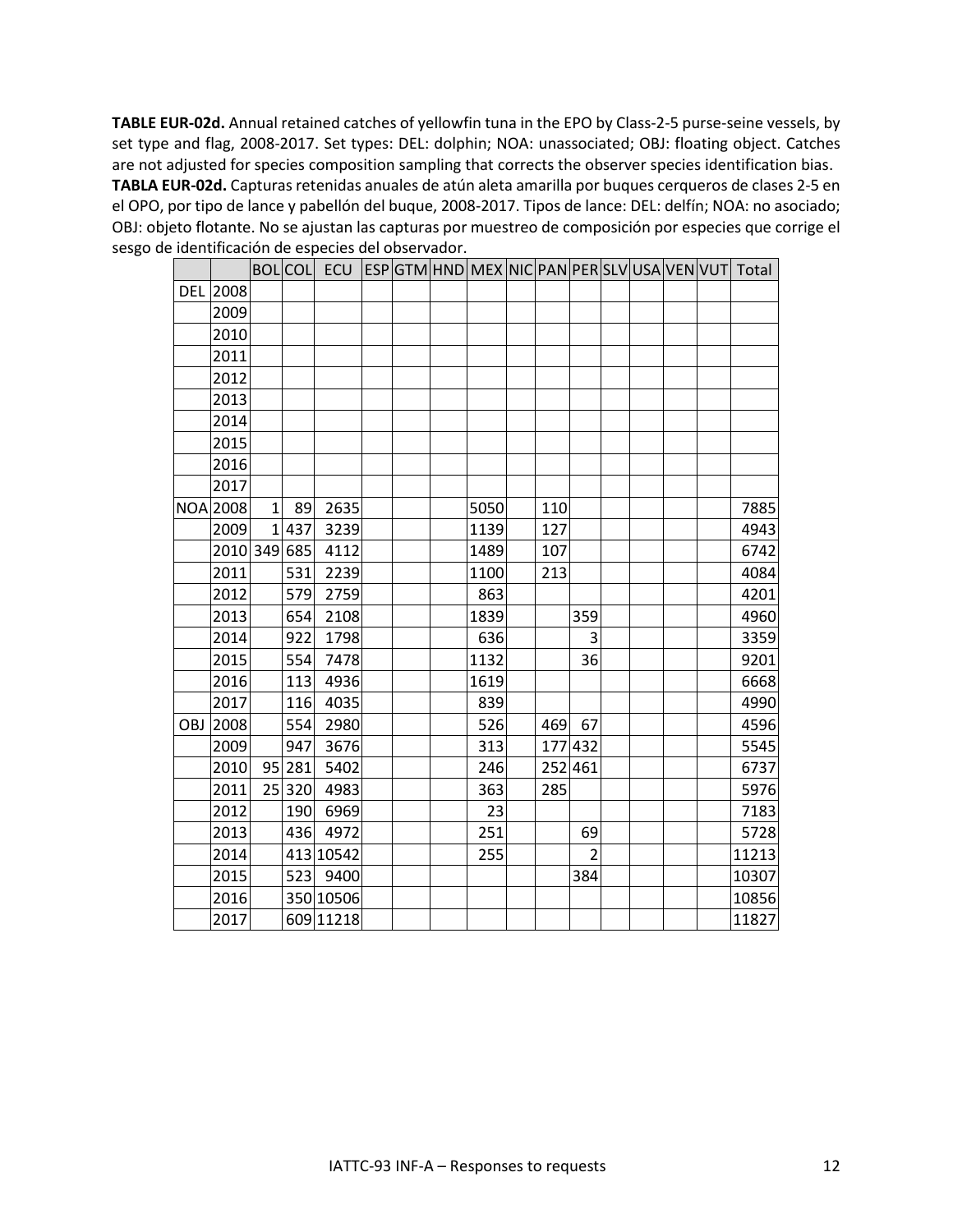**TABLE EUR-02d.** Annual retained catches of yellowfin tuna in the EPO by Class-2-5 purse-seine vessels, by set type and flag, 2008-2017. Set types: DEL: dolphin; NOA: unassociated; OBJ: floating object. Catches are not adjusted for species composition sampling that corrects the observer species identification bias.

**TABLA EUR-02d.** Capturas retenidas anuales de atún aleta amarilla por buques cerqueros de clases 2-5 en el OPO, por tipo de lance y pabellón del buque, 2008-2017. Tipos de lance: DEL: delfín; NOA: no asociado; OBJ: objeto flotante. No se ajustan las capturas por muestreo de composición por especies que corrige el sesgo de identificación de especies del observador.

| | | BOL | COL | ECU | ESP | GTM | HND | MEX | NIC | PAN | PER | SLV | USA | VEN | VUT | Total |
|---|---|---|---|---|---|---|---|---|---|---|---|---|---|---|---|---|
| DEL | 2008 | | | | | | | | | | | | | | | |
| | 2009 | | | | | | | | | | | | | | | |
| | 2010 | | | | | | | | | | | | | | | |
| | 2011 | | | | | | | | | | | | | | | |
| | 2012 | | | | | | | | | | | | | | | |
| | 2013 | | | | | | | | | | | | | | | |
| | 2014 | | | | | | | | | | | | | | | |
| | 2015 | | | | | | | | | | | | | | | |
| | 2016 | | | | | | | | | | | | | | | |
| | 2017 | | | | | | | | | | | | | | | |
| NOA | 2008 | 1 | 89 | 2635 | | | | 5050 | | 110 | | | | | | 7885 |
| | 2009 | 1 | 437 | 3239 | | | | 1139 | | 127 | | | | | | 4943 |
| | 2010 | 349 | 685 | 4112 | | | | 1489 | | 107 | | | | | | 6742 |
| | 2011 | | 531 | 2239 | | | | 1100 | | 213 | | | | | | 4084 |
| | 2012 | | 579 | 2759 | | | | 863 | | | | | | | | 4201 |
| | 2013 | | 654 | 2108 | | | | 1839 | | | 359 | | | | | 4960 |
| | 2014 | | 922 | 1798 | | | | 636 | | | 3 | | | | | 3359 |
| | 2015 | | 554 | 7478 | | | | 1132 | | | 36 | | | | | 9201 |
| | 2016 | | 113 | 4936 | | | | 1619 | | | | | | | | 6668 |
| | 2017 | | 116 | 4035 | | | | 839 | | | | | | | | 4990 |
| OBJ | 2008 | | 554 | 2980 | | | | 526 | | 469 | 67 | | | | | 4596 |
| | 2009 | | 947 | 3676 | | | | 313 | | 177 | 432 | | | | | 5545 |
| | 2010 | 95 | 281 | 5402 | | | | 246 | | 252 | 461 | | | | | 6737 |
| | 2011 | 25 | 320 | 4983 | | | | 363 | | 285 | | | | | | 5976 |
| | 2012 | | 190 | 6969 | | | | 23 | | | | | | | | 7183 |
| | 2013 | | 436 | 4972 | | | | 251 | | | 69 | | | | | 5728 |
| | 2014 | | 413 | 10542 | | | | 255 | | | 2 | | | | | 11213 |
| | 2015 | | 523 | 9400 | | | | | | | 384 | | | | | 10307 |
| | 2016 | | 350 | 10506 | | | | | | | | | | | | 10856 |
| | 2017 | | 609 | 11218 | | | | | | | | | | | | 11827 |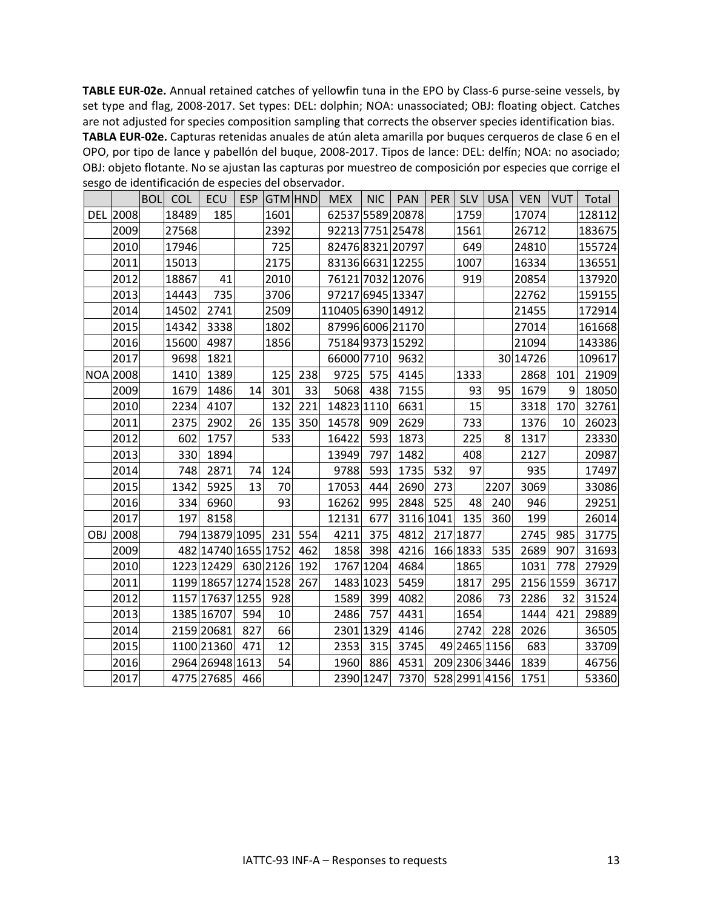**TABLE EUR-02e.** Annual retained catches of yellowfin tuna in the EPO by Class-6 purse-seine vessels, by set type and flag, 2008-2017. Set types: DEL: dolphin; NOA: unassociated; OBJ: floating object. Catches are not adjusted for species composition sampling that corrects the observer species identification bias.

**TABLA EUR-02e.** Capturas retenidas anuales de atún aleta amarilla por buques cerqueros de clase 6 en el OPO, por tipo de lance y pabellón del buque, 2008-2017. Tipos de lance: DEL: delfín; NOA: no asociado; OBJ: objeto flotante. No se ajustan las capturas por muestreo de composición por especies que corrige el sesgo de identificación de especies del observador.

| | | BOL | COL | ECU | ESP | GTM | HND | MEX | NIC | PAN | PER | SLV | USA | VEN | VUT | Total |
|---|---|---|---|---|---|---|---|---|---|---|---|---|---|---|---|---|
| DEL | 2008 | | 18489 | 185 | | 1601 | | 62537 | 5589 | 20878 | | 1759 | | 17074 | | 128112 |
| | 2009 | | 27568 | | | 2392 | | 92213 | 7751 | 25478 | | 1561 | | 26712 | | 183675 |
| | 2010 | | 17946 | | | 725 | | 82476 | 8321 | 20797 | | 649 | | 24810 | | 155724 |
| | 2011 | | 15013 | | | 2175 | | 83136 | 6631 | 12255 | | 1007 | | 16334 | | 136551 |
| | 2012 | | 18867 | 41 | | 2010 | | 76121 | 7032 | 12076 | | 919 | | 20854 | | 137920 |
| | 2013 | | 14443 | 735 | | 3706 | | 97217 | 6945 | 13347 | | | | 22762 | | 159155 |
| | 2014 | | 14502 | 2741 | | 2509 | | 110405 | 6390 | 14912 | | | | 21455 | | 172914 |
| | 2015 | | 14342 | 3338 | | 1802 | | 87996 | 6006 | 21170 | | | | 27014 | | 161668 |
| | 2016 | | 15600 | 4987 | | 1856 | | 75184 | 9373 | 15292 | | | | 21094 | | 143386 |
| | 2017 | | 9698 | 1821 | | | | 66000 | 7710 | 9632 | | | 30 | 14726 | | 109617 |
| NOA | 2008 | | 1410 | 1389 | | 125 | 238 | 9725 | 575 | 4145 | | 1333 | | 2868 | 101 | 21909 |
| | 2009 | | 1679 | 1486 | 14 | 301 | 33 | 5068 | 438 | 7155 | | 93 | 95 | 1679 | 9 | 18050 |
| | 2010 | | 2234 | 4107 | | 132 | 221 | 14823 | 1110 | 6631 | | 15 | | 3318 | 170 | 32761 |
| | 2011 | | 2375 | 2902 | 26 | 135 | 350 | 14578 | 909 | 2629 | | 733 | | 1376 | 10 | 26023 |
| | 2012 | | 602 | 1757 | | 533 | | 16422 | 593 | 1873 | | 225 | 8 | 1317 | | 23330 |
| | 2013 | | 330 | 1894 | | | | 13949 | 797 | 1482 | | 408 | | 2127 | | 20987 |
| | 2014 | | 748 | 2871 | 74 | 124 | | 9788 | 593 | 1735 | 532 | 97 | | 935 | | 17497 |
| | 2015 | | 1342 | 5925 | 13 | 70 | | 17053 | 444 | 2690 | 273 | | 2207 | 3069 | | 33086 |
| | 2016 | | 334 | 6960 | | 93 | | 16262 | 995 | 2848 | 525 | 48 | 240 | 946 | | 29251 |
| | 2017 | | 197 | 8158 | | | | 12131 | 677 | 3116 | 1041 | 135 | 360 | 199 | | 26014 |
| OBJ | 2008 | | 794 | 13879 | 1095 | 231 | 554 | 4211 | 375 | 4812 | 217 | 1877 | | 2745 | 985 | 31775 |
| | 2009 | | 482 | 14740 | 1655 | 1752 | 462 | 1858 | 398 | 4216 | 166 | 1833 | 535 | 2689 | 907 | 31693 |
| | 2010 | | 1223 | 12429 | 630 | 2126 | 192 | 1767 | 1204 | 4684 | | 1865 | | 1031 | 778 | 27929 |
| | 2011 | | 1199 | 18657 | 1274 | 1528 | 267 | 1483 | 1023 | 5459 | | 1817 | 295 | 2156 | 1559 | 36717 |
| | 2012 | | 1157 | 17637 | 1255 | 928 | | 1589 | 399 | 4082 | | 2086 | 73 | 2286 | 32 | 31524 |
| | 2013 | | 1385 | 16707 | 594 | 10 | | 2486 | 757 | 4431 | | 1654 | | 1444 | 421 | 29889 |
| | 2014 | | 2159 | 20681 | 827 | 66 | | 2301 | 1329 | 4146 | | 2742 | 228 | 2026 | | 36505 |
| | 2015 | | 1100 | 21360 | 471 | 12 | | 2353 | 315 | 3745 | 49 | 2465 | 1156 | 683 | | 33709 |
| | 2016 | | 2964 | 26948 | 1613 | 54 | | 1960 | 886 | 4531 | 209 | 2306 | 3446 | 1839 | | 46756 |
| | 2017 | | 4775 | 27685 | 466 | | | 2390 | 1247 | 7370 | 528 | 2991 | 4156 | 1751 | | 53360 |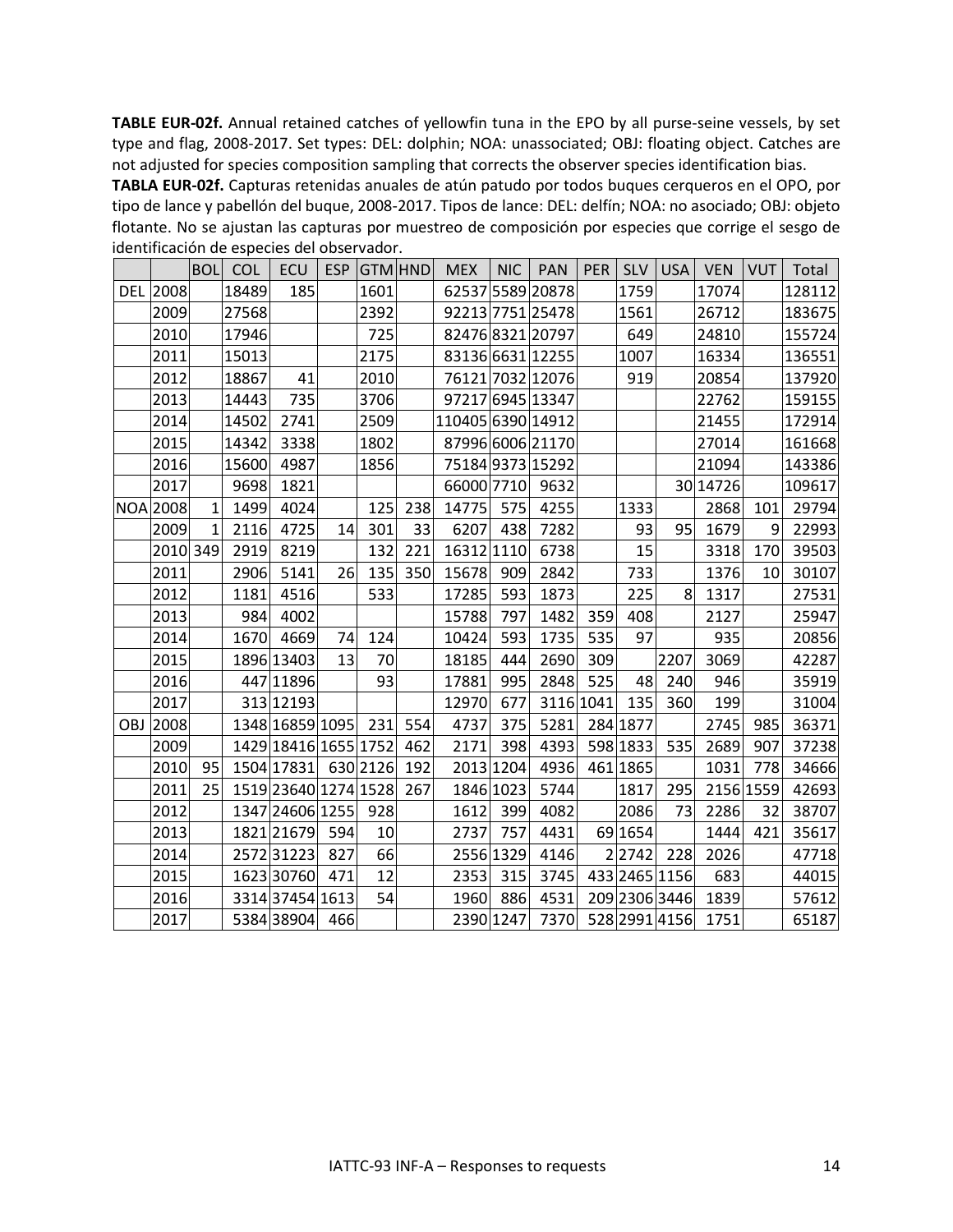**TABLE EUR-02f.** Annual retained catches of yellowfin tuna in the EPO by all purse-seine vessels, by set type and flag, 2008-2017. Set types: DEL: dolphin; NOA: unassociated; OBJ: floating object. Catches are not adjusted for species composition sampling that corrects the observer species identification bias.

**TABLA EUR-02f.** Capturas retenidas anuales de atún patudo por todos buques cerqueros en el OPO, por tipo de lance y pabellón del buque, 2008-2017. Tipos de lance: DEL: delfín; NOA: no asociado; OBJ: objeto flotante. No se ajustan las capturas por muestreo de composición por especies que corrige el sesgo de identificación de especies del observador.

| | | BOL | COL | ECU | ESP | GTM | HND | MEX | NIC | PAN | PER | SLV | USA | VEN | VUT | Total |
|---|---|---|---|---|---|---|---|---|---|---|---|---|---|---|---|---|
| DEL | 2008 | | 18489 | 185 | | 1601 | | 62537 | 5589 | 20878 | | 1759 | | 17074 | | 128112 |
| | 2009 | | 27568 | | | 2392 | | 92213 | 7751 | 25478 | | 1561 | | 26712 | | 183675 |
| | 2010 | | 17946 | | | 725 | | 82476 | 8321 | 20797 | | 649 | | 24810 | | 155724 |
| | 2011 | | 15013 | | | 2175 | | 83136 | 6631 | 12255 | | 1007 | | 16334 | | 136551 |
| | 2012 | | 18867 | 41 | | 2010 | | 76121 | 7032 | 12076 | | 919 | | 20854 | | 137920 |
| | 2013 | | 14443 | 735 | | 3706 | | 97217 | 6945 | 13347 | | | | 22762 | | 159155 |
| | 2014 | | 14502 | 2741 | | 2509 | | 110405 | 6390 | 14912 | | | | 21455 | | 172914 |
| | 2015 | | 14342 | 3338 | | 1802 | | 87996 | 6006 | 21170 | | | | 27014 | | 161668 |
| | 2016 | | 15600 | 4987 | | 1856 | | 75184 | 9373 | 15292 | | | | 21094 | | 143386 |
| | 2017 | | 9698 | 1821 | | | | 66000 | 7710 | 9632 | | | 30 | 14726 | | 109617 |
| NOA | 2008 | 1 | 1499 | 4024 | | 125 | 238 | 14775 | 575 | 4255 | | 1333 | | 2868 | 101 | 29794 |
| | 2009 | 1 | 2116 | 4725 | 14 | 301 | 33 | 6207 | 438 | 7282 | | 93 | 95 | 1679 | 9 | 22993 |
| | 2010 | 349 | 2919 | 8219 | | 132 | 221 | 16312 | 1110 | 6738 | | 15 | | 3318 | 170 | 39503 |
| | 2011 | | 2906 | 5141 | 26 | 135 | 350 | 15678 | 909 | 2842 | | 733 | | 1376 | 10 | 30107 |
| | 2012 | | 1181 | 4516 | | 533 | | 17285 | 593 | 1873 | | 225 | 8 | 1317 | | 27531 |
| | 2013 | | 984 | 4002 | | | | 15788 | 797 | 1482 | 359 | 408 | | 2127 | | 25947 |
| | 2014 | | 1670 | 4669 | 74 | 124 | | 10424 | 593 | 1735 | 535 | 97 | | 935 | | 20856 |
| | 2015 | | 1896 | 13403 | 13 | 70 | | 18185 | 444 | 2690 | 309 | | 2207 | 3069 | | 42287 |
| | 2016 | | 447 | 11896 | | 93 | | 17881 | 995 | 2848 | 525 | 48 | 240 | 946 | | 35919 |
| | 2017 | | 313 | 12193 | | | | 12970 | 677 | 3116 | 1041 | 135 | 360 | 199 | | 31004 |
| OBJ | 2008 | | 1348 | 16859 | 1095 | 231 | 554 | 4737 | 375 | 5281 | 284 | 1877 | | 2745 | 985 | 36371 |
| | 2009 | | 1429 | 18416 | 1655 | 1752 | 462 | 2171 | 398 | 4393 | 598 | 1833 | 535 | 2689 | 907 | 37238 |
| | 2010 | 95 | 1504 | 17831 | 630 | 2126 | 192 | 2013 | 1204 | 4936 | 461 | 1865 | | 1031 | 778 | 34666 |
| | 2011 | 25 | 1519 | 23640 | 1274 | 1528 | 267 | 1846 | 1023 | 5744 | | 1817 | 295 | 2156 | 1559 | 42693 |
| | 2012 | | 1347 | 24606 | 1255 | 928 | | 1612 | 399 | 4082 | | 2086 | 73 | 2286 | 32 | 38707 |
| | 2013 | | 1821 | 21679 | 594 | 10 | | 2737 | 757 | 4431 | 69 | 1654 | | 1444 | 421 | 35617 |
| | 2014 | | 2572 | 31223 | 827 | 66 | | 2556 | 1329 | 4146 | 2 | 2742 | 228 | 2026 | | 47718 |
| | 2015 | | 1623 | 30760 | 471 | 12 | | 2353 | 315 | 3745 | 433 | 2465 | 1156 | 683 | | 44015 |
| | 2016 | | 3314 | 37454 | 1613 | 54 | | 1960 | 886 | 4531 | 209 | 2306 | 3446 | 1839 | | 57612 |
| | 2017 | | 5384 | 38904 | 466 | | | 2390 | 1247 | 7370 | 528 | 2991 | 4156 | 1751 | | 65187 |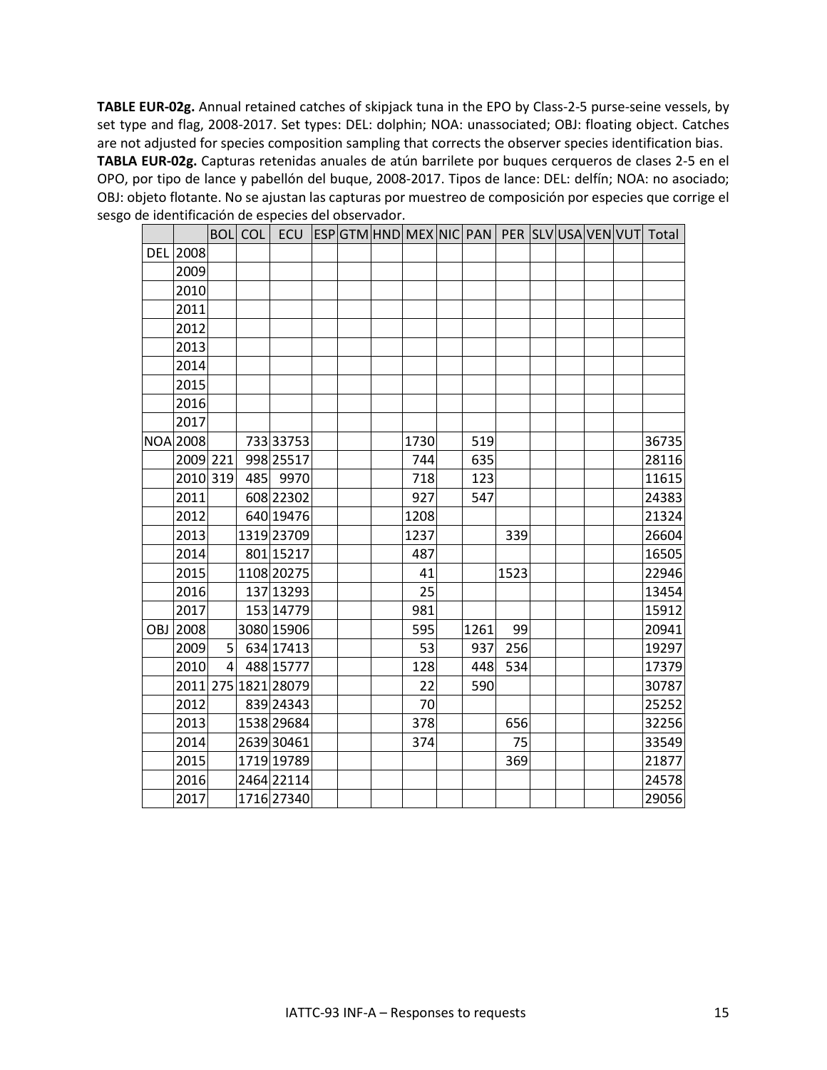**TABLE EUR-02g.** Annual retained catches of skipjack tuna in the EPO by Class-2-5 purse-seine vessels, by set type and flag, 2008-2017. Set types: DEL: dolphin; NOA: unassociated; OBJ: floating object. Catches are not adjusted for species composition sampling that corrects the observer species identification bias.

**TABLA EUR-02g.** Capturas retenidas anuales de atún barrilete por buques cerqueros de clases 2-5 en el OPO, por tipo de lance y pabellón del buque, 2008-2017. Tipos de lance: DEL: delfín; NOA: no asociado; OBJ: objeto flotante. No se ajustan las capturas por muestreo de composición por especies que corrige el sesgo de identificación de especies del observador.

| | | BOL | COL | ECU | ESP | GTM | HND | MEX | NIC | PAN | PER | SLV | USA | VEN | VUT | Total |
|---|---|---|---|---|---|---|---|---|---|---|---|---|---|---|---|---|
| DEL | 2008 | | | | | | | | | | | | | | | |
| | 2009 | | | | | | | | | | | | | | | |
| | 2010 | | | | | | | | | | | | | | | |
| | 2011 | | | | | | | | | | | | | | | |
| | 2012 | | | | | | | | | | | | | | | |
| | 2013 | | | | | | | | | | | | | | | |
| | 2014 | | | | | | | | | | | | | | | |
| | 2015 | | | | | | | | | | | | | | | |
| | 2016 | | | | | | | | | | | | | | | |
| | 2017 | | | | | | | | | | | | | | | |
| NOA | 2008 | | 733 | 33753 | | | | 1730 | | 519 | | | | | | 36735 |
| | 2009 | 221 | 998 | 25517 | | | | 744 | | 635 | | | | | | 28116 |
| | 2010 | 319 | 485 | 9970 | | | | 718 | | 123 | | | | | | 11615 |
| | 2011 | | 608 | 22302 | | | | 927 | | 547 | | | | | | 24383 |
| | 2012 | | 640 | 19476 | | | | 1208 | | | | | | | | 21324 |
| | 2013 | | 1319 | 23709 | | | | 1237 | | | 339 | | | | | 26604 |
| | 2014 | | 801 | 15217 | | | | 487 | | | | | | | | 16505 |
| | 2015 | | 1108 | 20275 | | | | 41 | | | 1523 | | | | | 22946 |
| | 2016 | | 137 | 13293 | | | | 25 | | | | | | | | 13454 |
| | 2017 | | 153 | 14779 | | | | 981 | | | | | | | | 15912 |
| OBJ | 2008 | | 3080 | 15906 | | | | 595 | | 1261 | 99 | | | | | 20941 |
| | 2009 | 5 | 634 | 17413 | | | | 53 | | 937 | 256 | | | | | 19297 |
| | 2010 | 4 | 488 | 15777 | | | | 128 | | 448 | 534 | | | | | 17379 |
| | 2011 | 275 | 1821 | 28079 | | | | 22 | | 590 | | | | | | 30787 |
| | 2012 | | 839 | 24343 | | | | 70 | | | | | | | | 25252 |
| | 2013 | | 1538 | 29684 | | | | 378 | | | 656 | | | | | 32256 |
| | 2014 | | 2639 | 30461 | | | | 374 | | | 75 | | | | | 33549 |
| | 2015 | | 1719 | 19789 | | | | | | | 369 | | | | | 21877 |
| | 2016 | | 2464 | 22114 | | | | | | | | | | | | 24578 |
| | 2017 | | 1716 | 27340 | | | | | | | | | | | | 29056 |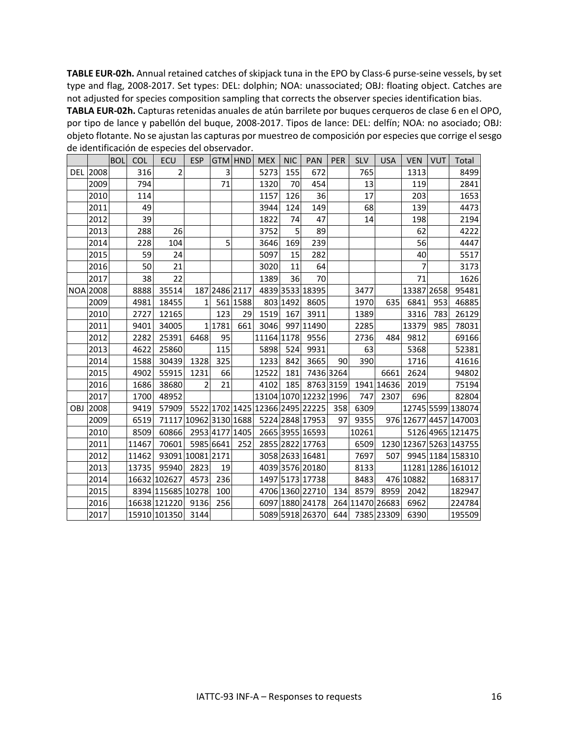**TABLE EUR-02h.** Annual retained catches of skipjack tuna in the EPO by Class-6 purse-seine vessels, by set type and flag, 2008-2017. Set types: DEL: dolphin; NOA: unassociated; OBJ: floating object. Catches are not adjusted for species composition sampling that corrects the observer species identification bias.

**TABLA EUR-02h.** Capturas retenidas anuales de atún barrilete por buques cerqueros de clase 6 en el OPO, por tipo de lance y pabellón del buque, 2008-2017. Tipos de lance: DEL: delfín; NOA: no asociado; OBJ: objeto flotante. No se ajustan las capturas por muestreo de composición por especies que corrige el sesgo de identificación de especies del observador.

| | | BOL | COL | ECU | ESP | GTM | HND | MEX | NIC | PAN | PER | SLV | USA | VEN | VUT | Total |
|---|---|---|---|---|---|---|---|---|---|---|---|---|---|---|---|---|
| DEL | 2008 | | 316 | 2 | | 3 | | 5273 | 155 | 672 | | 765 | | 1313 | | 8499 |
| | 2009 | | 794 | | | 71 | | 1320 | 70 | 454 | | 13 | | 119 | | 2841 |
| | 2010 | | 114 | | | | | 1157 | 126 | 36 | | 17 | | 203 | | 1653 |
| | 2011 | | 49 | | | | | 3944 | 124 | 149 | | 68 | | 139 | | 4473 |
| | 2012 | | 39 | | | | | 1822 | 74 | 47 | | 14 | | 198 | | 2194 |
| | 2013 | | 288 | 26 | | | | 3752 | 5 | 89 | | | | 62 | | 4222 |
| | 2014 | | 228 | 104 | | 5 | | 3646 | 169 | 239 | | | | 56 | | 4447 |
| | 2015 | | 59 | 24 | | | | 5097 | 15 | 282 | | | | 40 | | 5517 |
| | 2016 | | 50 | 21 | | | | 3020 | 11 | 64 | | | | 7 | | 3173 |
| | 2017 | | 38 | 22 | | | | 1389 | 36 | 70 | | | | 71 | | 1626 |
| NOA | 2008 | | 8888 | 35514 | 187 | 2486 | 2117 | 4839 | 3533 | 18395 | | 3477 | | 13387 | 2658 | 95481 |
| | 2009 | | 4981 | 18455 | 1 | 561 | 1588 | 803 | 1492 | 8605 | | 1970 | 635 | 6841 | 953 | 46885 |
| | 2010 | | 2727 | 12165 | | 123 | 29 | 1519 | 167 | 3911 | | 1389 | | 3316 | 783 | 26129 |
| | 2011 | | 9401 | 34005 | 1 | 1781 | 661 | 3046 | 997 | 11490 | | 2285 | | 13379 | 985 | 78031 |
| | 2012 | | 2282 | 25391 | 6468 | 95 | | 11164 | 1178 | 9556 | | 2736 | 484 | 9812 | | 69166 |
| | 2013 | | 4622 | 25860 | | 115 | | 5898 | 524 | 9931 | | 63 | | 5368 | | 52381 |
| | 2014 | | 1588 | 30439 | 1328 | 325 | | 1233 | 842 | 3665 | 90 | 390 | | 1716 | | 41616 |
| | 2015 | | 4902 | 55915 | 1231 | 66 | | 12522 | 181 | 7436 | 3264 | | 6661 | 2624 | | 94802 |
| | 2016 | | 1686 | 38680 | 2 | 21 | | 4102 | 185 | 8763 | 3159 | 1941 | 14636 | 2019 | | 75194 |
| | 2017 | | 1700 | 48952 | | | | 13104 | 1070 | 12232 | 1996 | 747 | 2307 | 696 | | 82804 |
| OBJ | 2008 | | 9419 | 57909 | 5522 | 1702 | 1425 | 12366 | 2495 | 22225 | 358 | 6309 | | 12745 | 5599 | 138074 |
| | 2009 | | 6519 | 71117 | 10962 | 3130 | 1688 | 5224 | 2848 | 17953 | 97 | 9355 | 976 | 12677 | 4457 | 147003 |
| | 2010 | | 8509 | 60866 | 2953 | 4177 | 1405 | 2665 | 3955 | 16593 | | 10261 | | 5126 | 4965 | 121475 |
| | 2011 | | 11467 | 70601 | 5985 | 6641 | 252 | 2855 | 2822 | 17763 | | 6509 | 1230 | 12367 | 5263 | 143755 |
| | 2012 | | 11462 | 93091 | 10081 | 2171 | | 3058 | 2633 | 16481 | | 7697 | 507 | 9945 | 1184 | 158310 |
| | 2013 | | 13735 | 95940 | 2823 | 19 | | 4039 | 3576 | 20180 | | 8133 | | 11281 | 1286 | 161012 |
| | 2014 | | 16632 | 102627 | 4573 | 236 | | 1497 | 5173 | 17738 | | 8483 | 476 | 10882 | | 168317 |
| | 2015 | | 8394 | 115685 | 10278 | 100 | | 4706 | 1360 | 22710 | 134 | 8579 | 8959 | 2042 | | 182947 |
| | 2016 | | 16638 | 121220 | 9136 | 256 | | 6097 | 1880 | 24178 | 264 | 11470 | 26683 | 6962 | | 224784 |
| | 2017 | | 15910 | 101350 | 3144 | | | 5089 | 5918 | 26370 | 644 | 7385 | 23309 | 6390 | | 195509 |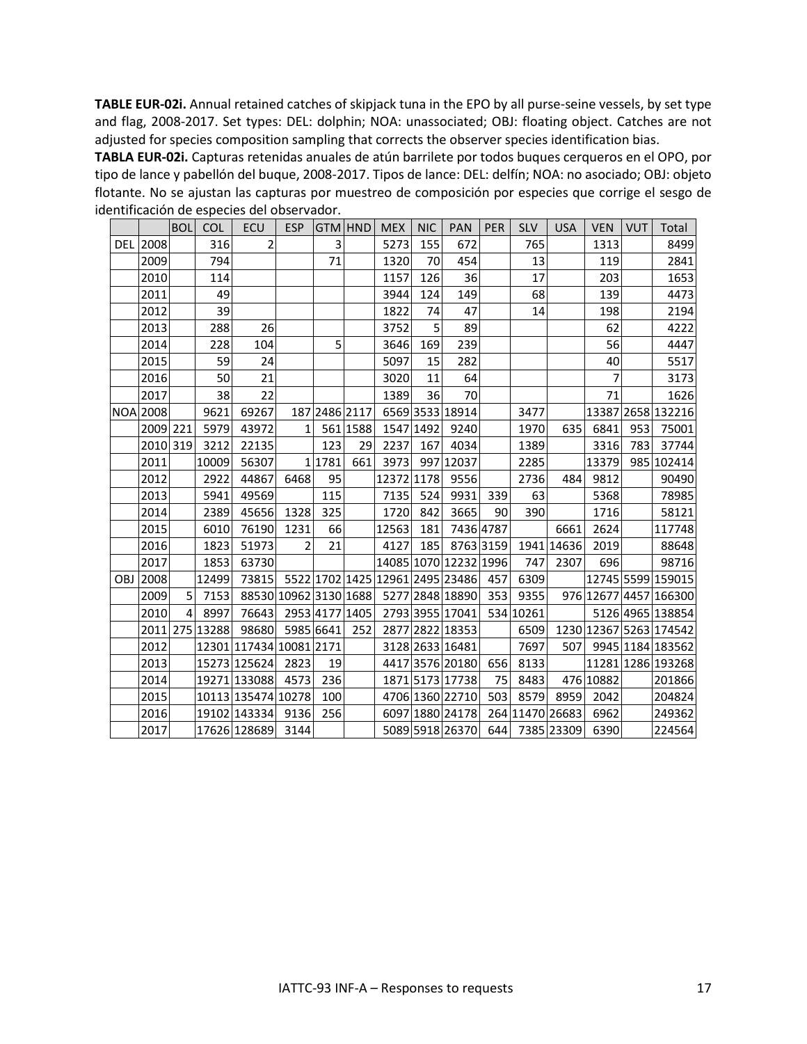**TABLE EUR-02i.** Annual retained catches of skipjack tuna in the EPO by all purse-seine vessels, by set type and flag, 2008-2017. Set types: DEL: dolphin; NOA: unassociated; OBJ: floating object. Catches are not adjusted for species composition sampling that corrects the observer species identification bias.

**TABLA EUR-02i.** Capturas retenidas anuales de atún barrilete por todos buques cerqueros en el OPO, por tipo de lance y pabellón del buque, 2008-2017. Tipos de lance: DEL: delfín; NOA: no asociado; OBJ: objeto flotante. No se ajustan las capturas por muestreo de composición por especies que corrige el sesgo de identificación de especies del observador.

| | | BOL | COL | ECU | ESP | GTM | HND | MEX | NIC | PAN | PER | SLV | USA | VEN | VUT | Total |
|---|---|---|---|---|---|---|---|---|---|---|---|---|---|---|---|---|
| DEL | 2008 | | 316 | 2 | | 3 | | 5273 | 155 | 672 | | 765 | | 1313 | | 8499 |
| | 2009 | | 794 | | | 71 | | 1320 | 70 | 454 | | 13 | | 119 | | 2841 |
| | 2010 | | 114 | | | | | 1157 | 126 | 36 | | 17 | | 203 | | 1653 |
| | 2011 | | 49 | | | | | 3944 | 124 | 149 | | 68 | | 139 | | 4473 |
| | 2012 | | 39 | | | | | 1822 | 74 | 47 | | 14 | | 198 | | 2194 |
| | 2013 | | 288 | 26 | | | | 3752 | 5 | 89 | | | | 62 | | 4222 |
| | 2014 | | 228 | 104 | | 5 | | 3646 | 169 | 239 | | | | 56 | | 4447 |
| | 2015 | | 59 | 24 | | | | 5097 | 15 | 282 | | | | 40 | | 5517 |
| | 2016 | | 50 | 21 | | | | 3020 | 11 | 64 | | | | 7 | | 3173 |
| | 2017 | | 38 | 22 | | | | 1389 | 36 | 70 | | | | 71 | | 1626 |
| NOA | 2008 | | 9621 | 69267 | 187 | 2486 | 2117 | 6569 | 3533 | 18914 | | 3477 | | 13387 | 2658 | 132216 |
| | 2009 | 221 | 5979 | 43972 | 1 | 561 | 1588 | 1547 | 1492 | 9240 | | 1970 | 635 | 6841 | 953 | 75001 |
| | 2010 | 319 | 3212 | 22135 | | 123 | 29 | 2237 | 167 | 4034 | | 1389 | | 3316 | 783 | 37744 |
| | 2011 | | 10009 | 56307 | 1 | 1781 | 661 | 3973 | 997 | 12037 | | 2285 | | 13379 | 985 | 102414 |
| | 2012 | | 2922 | 44867 | 6468 | 95 | | 12372 | 1178 | 9556 | | 2736 | 484 | 9812 | | 90490 |
| | 2013 | | 5941 | 49569 | | 115 | | 7135 | 524 | 9931 | 339 | 63 | | 5368 | | 78985 |
| | 2014 | | 2389 | 45656 | 1328 | 325 | | 1720 | 842 | 3665 | 90 | 390 | | 1716 | | 58121 |
| | 2015 | | 6010 | 76190 | 1231 | 66 | | 12563 | 181 | 7436 | 4787 | | 6661 | 2624 | | 117748 |
| | 2016 | | 1823 | 51973 | 2 | 21 | | 4127 | 185 | 8763 | 3159 | 1941 | 14636 | 2019 | | 88648 |
| | 2017 | | 1853 | 63730 | | | | 14085 | 1070 | 12232 | 1996 | 747 | 2307 | 696 | | 98716 |
| OBJ | 2008 | | 12499 | 73815 | 5522 | 1702 | 1425 | 12961 | 2495 | 23486 | 457 | 6309 | | 12745 | 5599 | 159015 |
| | 2009 | 5 | 7153 | 88530 | 10962 | 3130 | 1688 | 5277 | 2848 | 18890 | 353 | 9355 | 976 | 12677 | 4457 | 166300 |
| | 2010 | 4 | 8997 | 76643 | 2953 | 4177 | 1405 | 2793 | 3955 | 17041 | 534 | 10261 | | 5126 | 4965 | 138854 |
| | 2011 | 275 | 13288 | 98680 | 5985 | 6641 | 252 | 2877 | 2822 | 18353 | | 6509 | 1230 | 12367 | 5263 | 174542 |
| | 2012 | | 12301 | 117434 | 10081 | 2171 | | 3128 | 2633 | 16481 | | 7697 | 507 | 9945 | 1184 | 183562 |
| | 2013 | | 15273 | 125624 | 2823 | 19 | | 4417 | 3576 | 20180 | 656 | 8133 | | 11281 | 1286 | 193268 |
| | 2014 | | 19271 | 133088 | 4573 | 236 | | 1871 | 5173 | 17738 | 75 | 8483 | 476 | 10882 | | 201866 |
| | 2015 | | 10113 | 135474 | 10278 | 100 | | 4706 | 1360 | 22710 | 503 | 8579 | 8959 | 2042 | | 204824 |
| | 2016 | | 19102 | 143334 | 9136 | 256 | | 6097 | 1880 | 24178 | 264 | 11470 | 26683 | 6962 | | 249362 |
| | 2017 | | 17626 | 128689 | 3144 | | | 5089 | 5918 | 26370 | 644 | 7385 | 23309 | 6390 | | 224564 |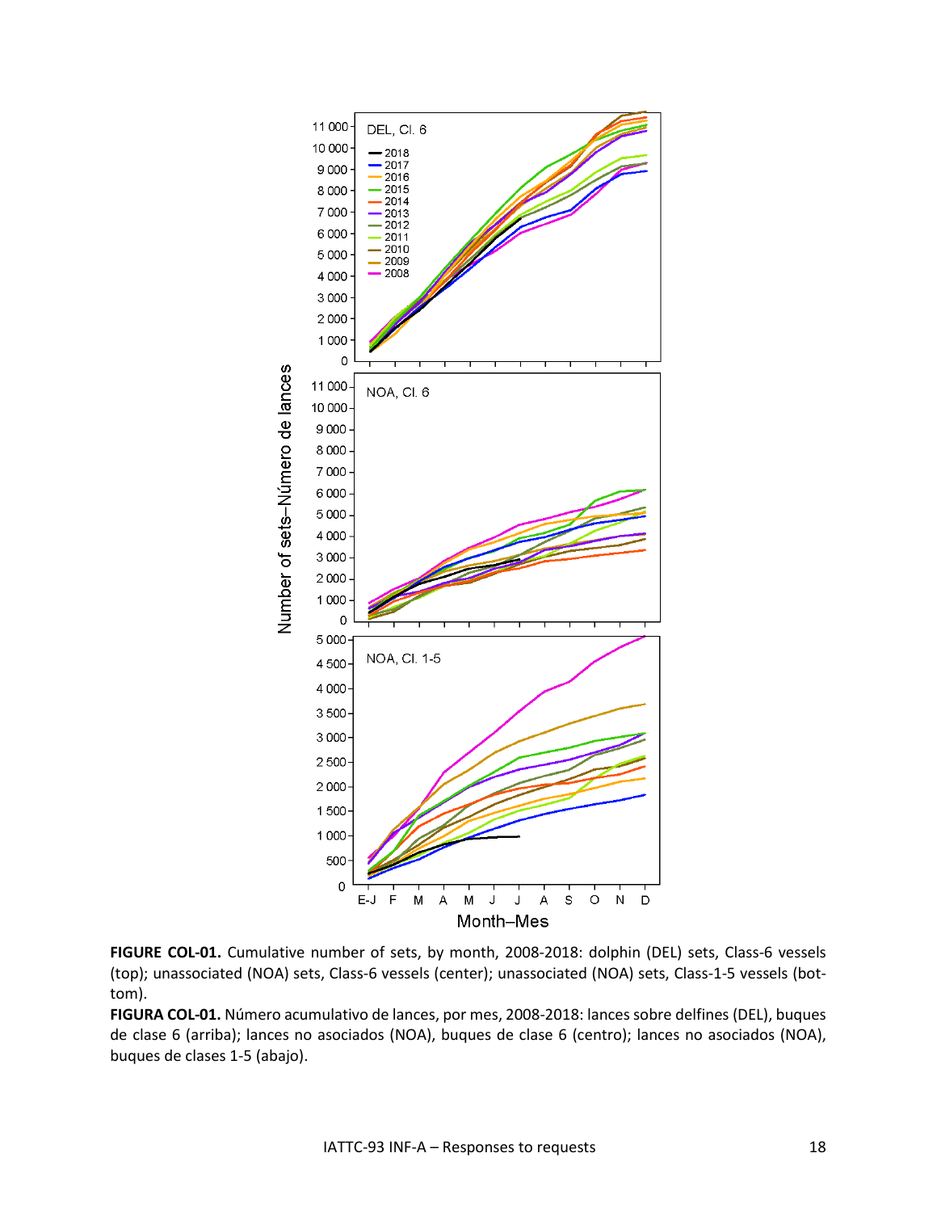**FIGURE COL-01.** Cumulative number of sets, by month, 2008-2018: dolphin (DEL) sets, Class-6 vessels (top); unassociated (NOA) sets, Class-6 vessels (center); unassociated (NOA) sets, Class-1-5 vessels (bottom).

**FIGURA COL-01.** Número acumulativo de lances, por mes, 2008-2018: lances sobre delfines (DEL), buques de clase 6 (arriba); lances no asociados (NOA), buques de clase 6 (centro); lances no asociados (NOA), buques de clases 1-5 (abajo).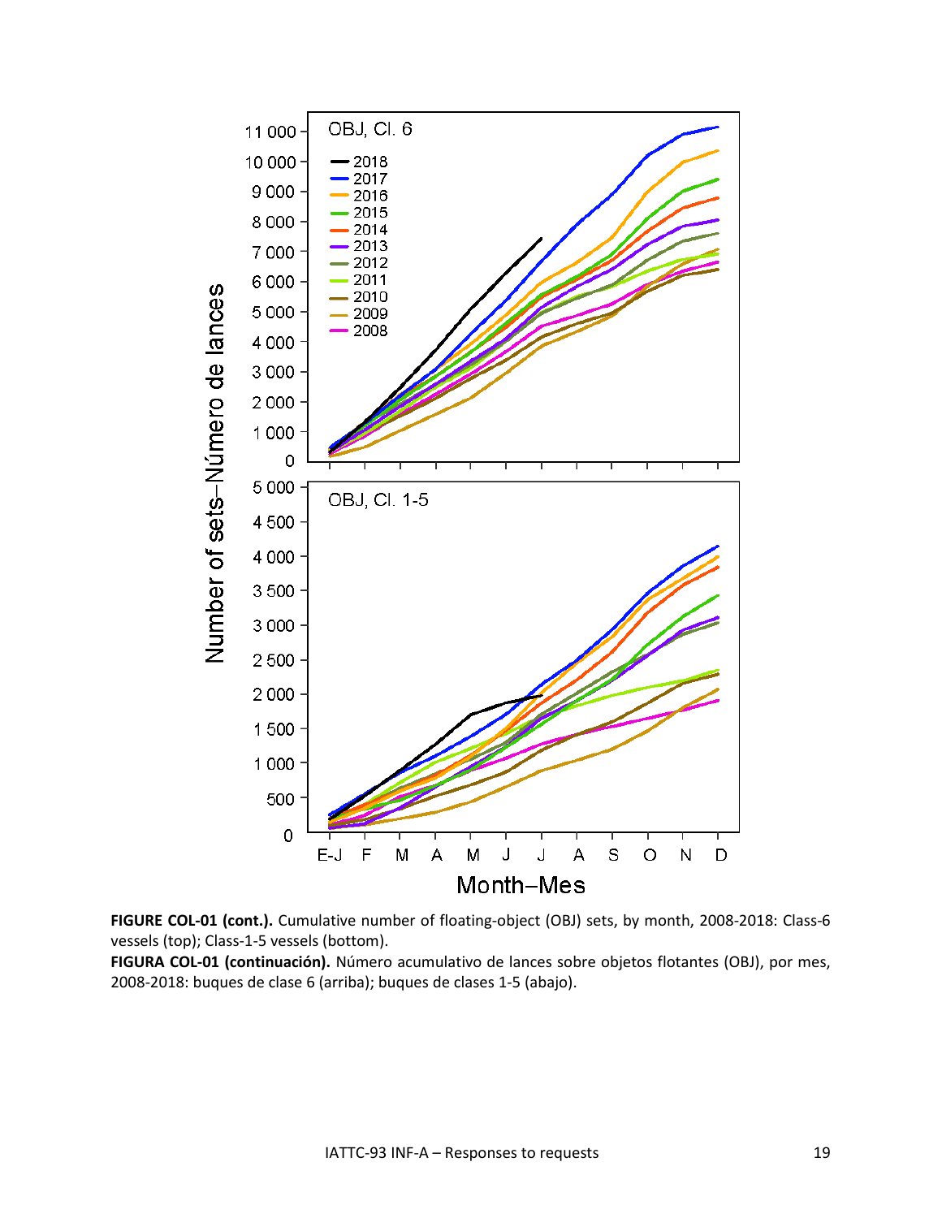**FIGURE COL-01 (cont.).** Cumulative number of floating-object (OBJ) sets, by month, 2008-2018: Class-6 vessels (top); Class-1-5 vessels (bottom).

**FIGURA COL-01 (continuación).** Número acumulativo de lances sobre objetos flotantes (OBJ), por mes, 2008-2018: buques de clase 6 (arriba); buques de clases 1-5 (abajo).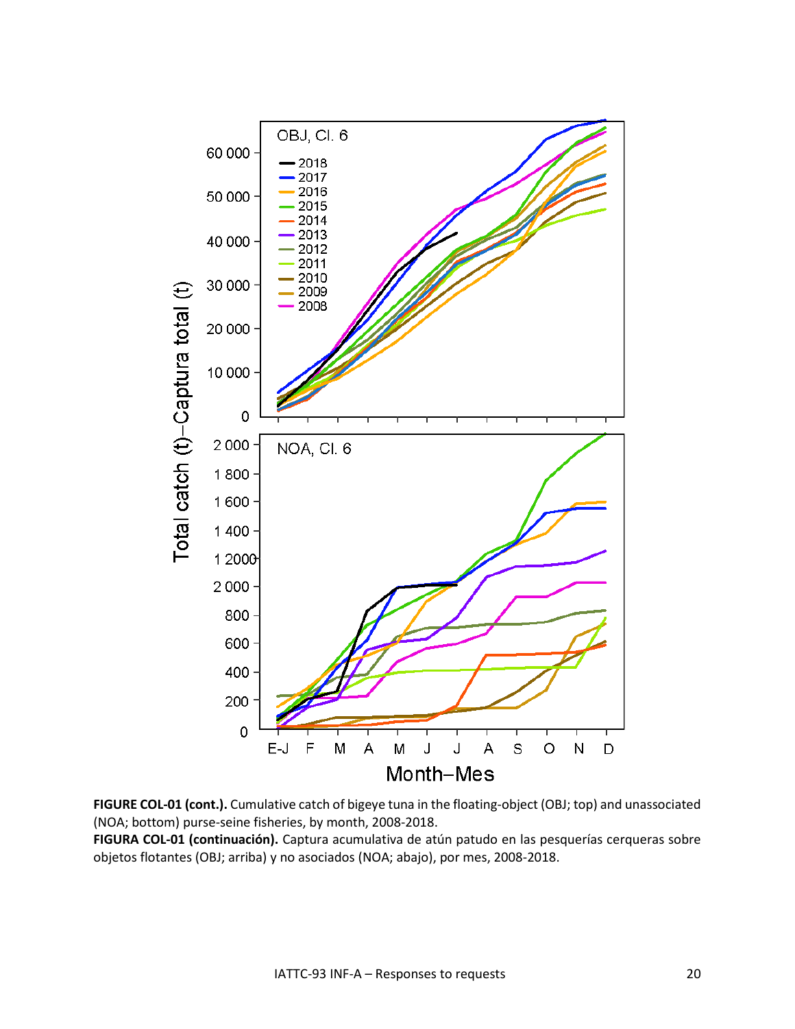**FIGURE COL-01 (cont.).** Cumulative catch of bigeye tuna in the floating-object (OBJ; top) and unassociated (NOA; bottom) purse-seine fisheries, by month, 2008-2018.

**FIGURA COL-01 (continuación).** Captura acumulativa de atún patudo en las pesquerías cerqueras sobre objetos flotantes (OBJ; arriba) y no asociados (NOA; abajo), por mes, 2008-2018.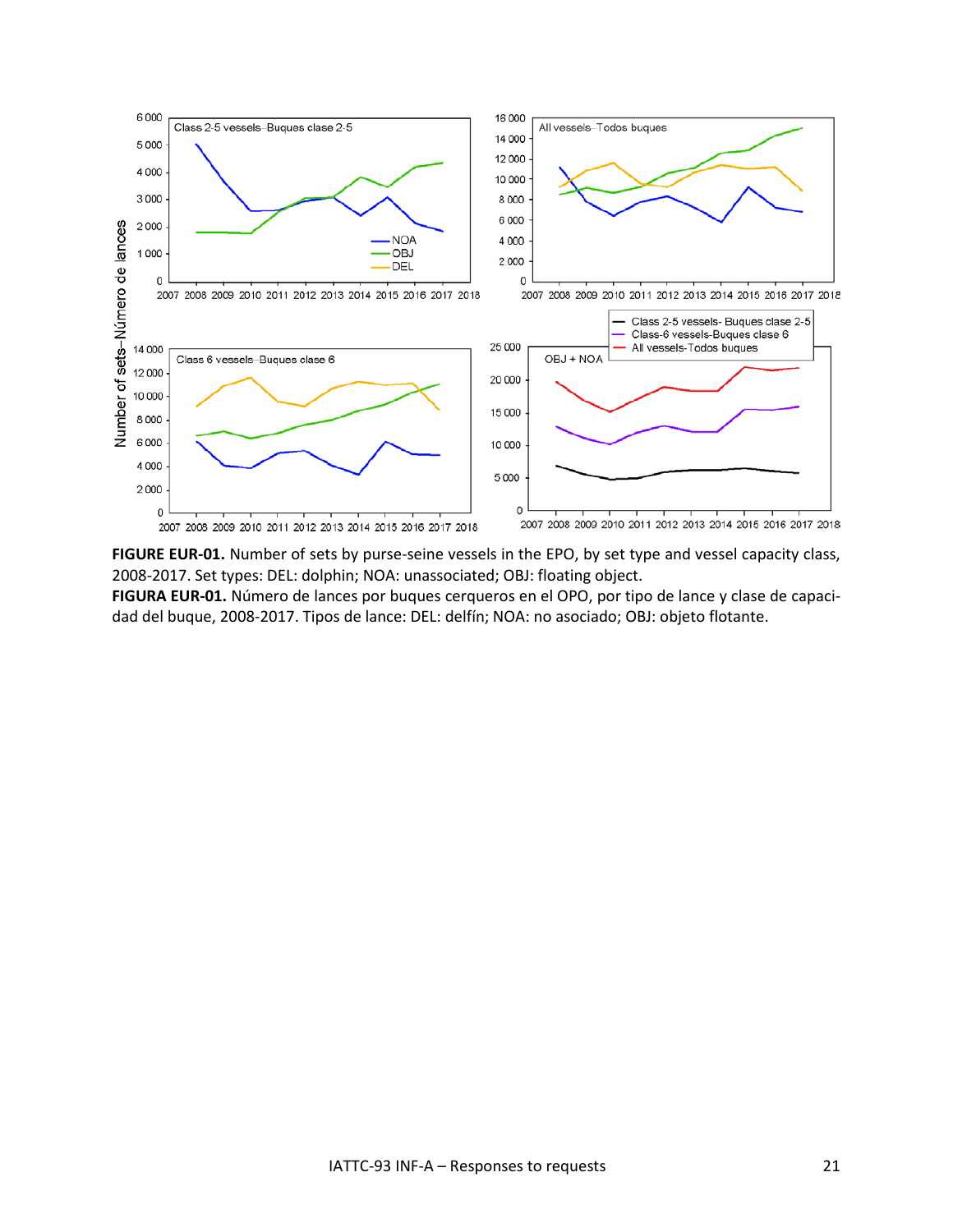**FIGURE EUR-01.** Number of sets by purse-seine vessels in the EPO, by set type and vessel capacity class, 2008-2017. Set types: DEL: dolphin; NOA: unassociated; OBJ: floating object.

**FIGURA EUR-01.** Número de lances por buques cerqueros en el OPO, por tipo de lance y clase de capacidad del buque, 2008-2017. Tipos de lance: DEL: delfín; NOA: no asociado; OBJ: objeto flotante.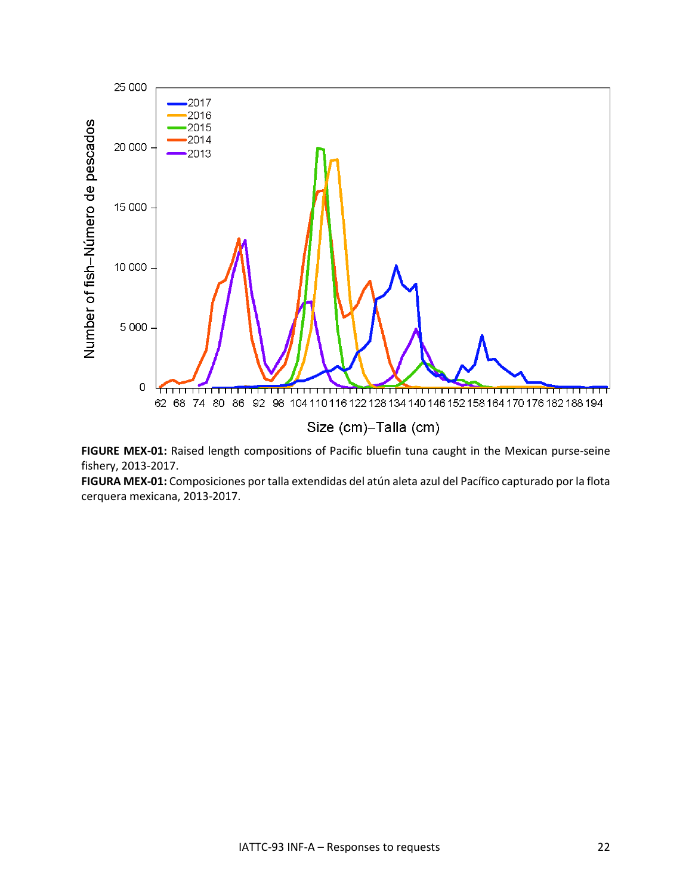**FIGURE MEX-01:** Raised length compositions of Pacific bluefin tuna caught in the Mexican purse-seine fishery, 2013-2017.

**FIGURA MEX-01:** Composiciones por talla extendidas del atún aleta azul del Pacífico capturado por la flota cerquera mexicana, 2013-2017.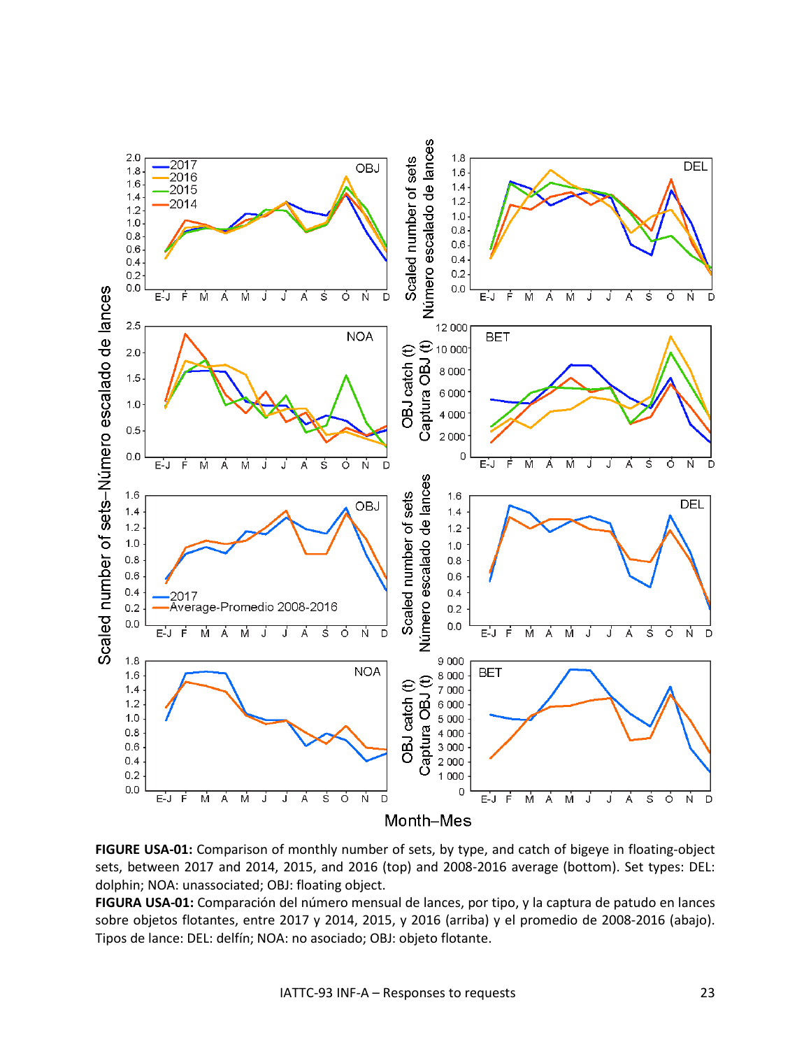Scaled number of sets–Número escalado de lances

OBJ

2017
2016
2015
2014

DEL

Scaled number of sets
Número escalado de lances

NOA

BET

OBJ catch (t)
Captura OBJ (t)

OBJ

2017
Average-Promedio 2008-2016

DEL

NOA

BET

E-J F M A M J J A S O N D

Month–Mes

**FIGURE USA-01:** Comparison of monthly number of sets, by type, and catch of bigeye in floating-object sets, between 2017 and 2014, 2015, and 2016 (top) and 2008-2016 average (bottom). Set types: DEL: dolphin; NOA: unassociated; OBJ: floating object.

**FIGURA USA-01:** Comparación del número mensual de lances, por tipo, y la captura de patudo en lances sobre objetos flotantes, entre 2017 y 2014, 2015, y 2016 (arriba) y el promedio de 2008-2016 (abajo). Tipos de lance: DEL: delfín; NOA: no asociado; OBJ: objeto flotante.